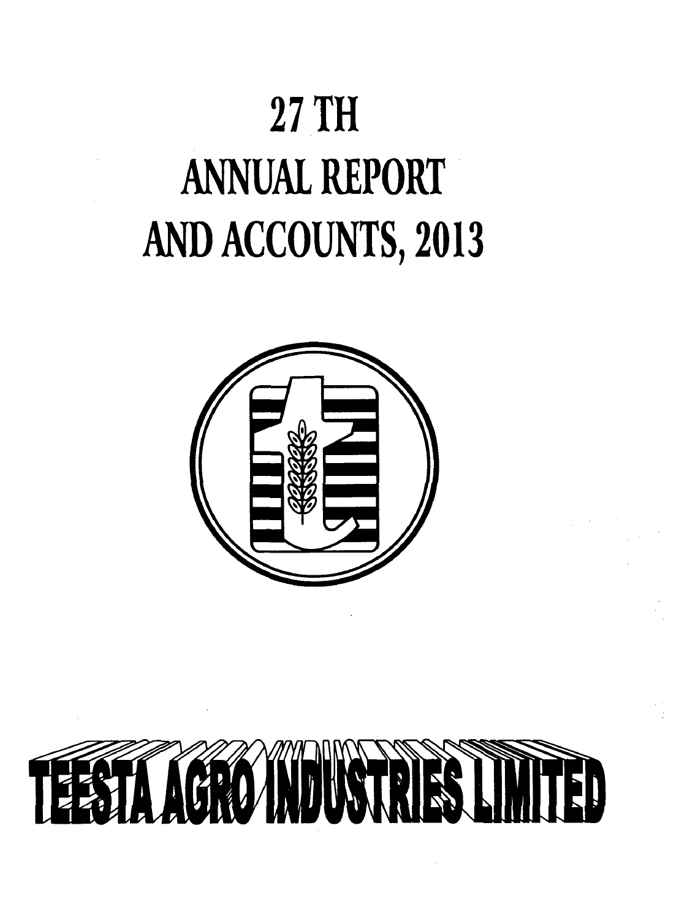# 27 TH
# ANNUAL REPORT
# AND ACCOUNTS, 2013

# TEESTA AGRO INDUSTRIES LIMITED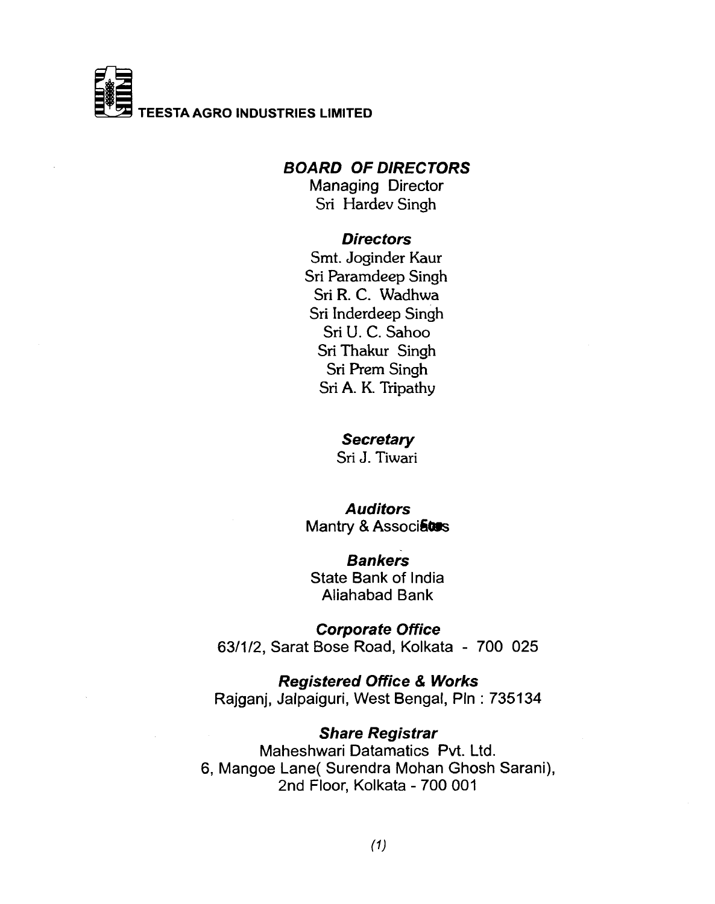**TEESTA AGRO INDUSTRIES LIMITED**

## ***BOARD OF DIRECTORS***

Managing Director
Sri Hardev Singh

### ***Directors***

Smt. Joginder Kaur
Sri Paramdeep Singh
Sri R. C. Wadhwa
Sri Inderdeep Singh
Sri U. C. Sahoo
Sri Thakur Singh
Sri Prem Singh
Sri A. K. Tripathy

### ***Secretary***

Sri J. Tiwari

### ***Auditors***

Mantry & Associates

### ***Bankers***

State Bank of India
Allahabad Bank

### ***Corporate Office***

63/1/2, Sarat Bose Road, Kolkata - 700 025

### ***Registered Office & Works***

Rajganj, Jalpaiguri, West Bengal, Pin : 735134

### ***Share Registrar***

Maheshwari Datamatics Pvt. Ltd.
6, Mangoe Lane( Surendra Mohan Ghosh Sarani),
2nd Floor, Kolkata - 700 001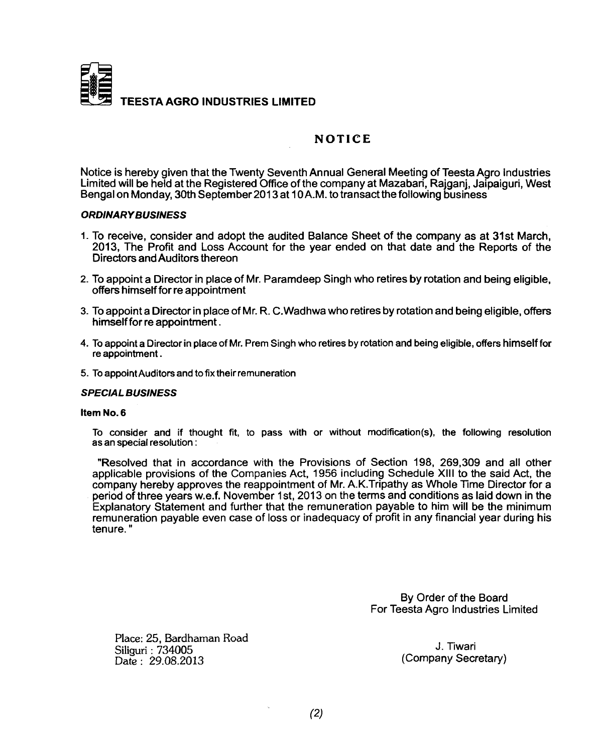**TEESTA AGRO INDUSTRIES LIMITED**

# NOTICE

Notice is hereby given that the Twenty Seventh Annual General Meeting of Teesta Agro Industries Limited will be held at the Registered Office of the company at Mazabari, Rajganj, Jalpaiguri, West Bengal on Monday, 30th September 2013 at 10 A.M. to transact the following business

***ORDINARY BUSINESS***

1. To receive, consider and adopt the audited Balance Sheet of the company as at 31st March, 2013, The Profit and Loss Account for the year ended on that date and the Reports of the Directors and Auditors thereon
2. To appoint a Director in place of Mr. Paramdeep Singh who retires by rotation and being eligible, offers himself for re appointment
3. To appoint a Director in place of Mr. R. C.Wadhwa who retires by rotation and being eligible, offers himself for re appointment.
4. To appoint a Director in place of Mr. Prem Singh who retires by rotation and being eligible, offers himself for re appointment.
5. To appoint Auditors and to fix their remuneration

***SPECIAL BUSINESS***

**Item No. 6**

To consider and if thought fit, to pass with or without modification(s), the following resolution as an special resolution:

"Resolved that in accordance with the Provisions of Section 198, 269,309 and all other applicable provisions of the Companies Act, 1956 including Schedule XIII to the said Act, the company hereby approves the reappointment of Mr. A.K.Tripathy as Whole Time Director for a period of three years w.e.f. November 1st, 2013 on the terms and conditions as laid down in the Explanatory Statement and further that the remuneration payable to him will be the minimum remuneration payable even case of loss or inadequacy of profit in any financial year during his tenure."

By Order of the Board
For Teesta Agro Industries Limited

Place: 25, Bardhaman Road
Siliguri : 734005
Date : 29.08.2013

J. Tiwari
(Company Secretary)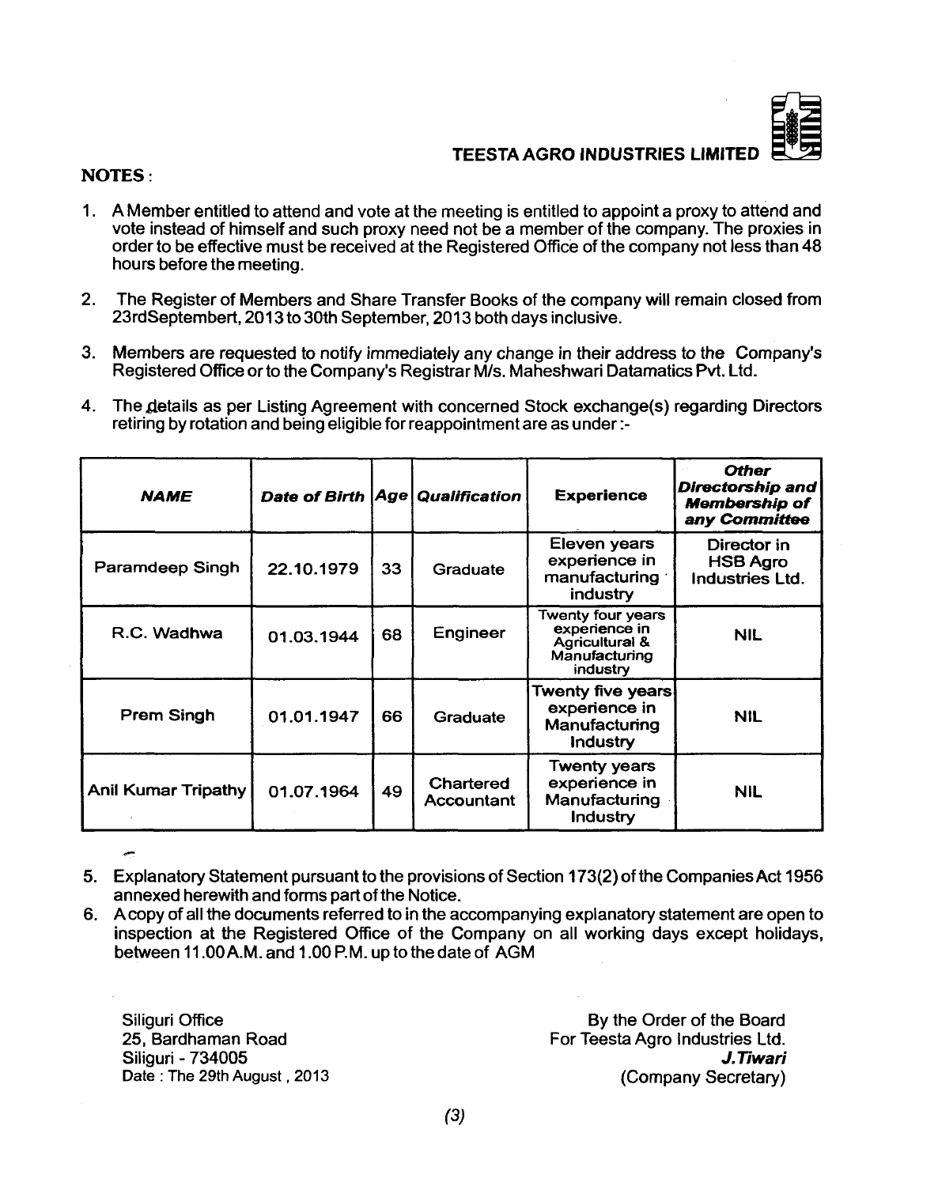TEESTA AGRO INDUSTRIES LIMITED

**NOTES :**

1. A Member entitled to attend and vote at the meeting is entitled to appoint a proxy to attend and vote instead of himself and such proxy need not be a member of the company. The proxies in order to be effective must be received at the Registered Office of the company not less than 48 hours before the meeting.

2. The Register of Members and Share Transfer Books of the company will remain closed from 23rdSeptembert, 2013 to 30th September, 2013 both days inclusive.

3. Members are requested to notify immediately any change in their address to the Company's Registered Office or to the Company's Registrar M/s. Maheshwari Datamatics Pvt. Ltd.

4. The details as per Listing Agreement with concerned Stock exchange(s) regarding Directors retiring by rotation and being eligible for reappointment are as under :-

| *NAME* | *Date of Birth* | *Age* | *Qualification* | Experience | *Other Directorship and Membership of any Committee* |
|---|---|---|---|---|---|
| Paramdeep Singh | 22.10.1979 | 33 | Graduate | Eleven years experience in manufacturing industry | Director in HSB Agro Industries Ltd. |
| R.C. Wadhwa | 01.03.1944 | 68 | Engineer | Twenty four years experience in Agricultural & Manufacturing industry | NIL |
| Prem Singh | 01.01.1947 | 66 | Graduate | Twenty five years experience in Manufacturing Industry | NIL |
| Anil Kumar Tripathy | 01.07.1964 | 49 | Chartered Accountant | Twenty years experience in Manufacturing Industry | NIL |

5. Explanatory Statement pursuant to the provisions of Section 173(2) of the Companies Act 1956 annexed herewith and forms part of the Notice.

6. A copy of all the documents referred to in the accompanying explanatory statement are open to inspection at the Registered Office of the Company on all working days except holidays, between 11.00 A.M. and 1.00 P.M. up to the date of AGM

Siliguri Office
25, Bardhaman Road
Siliguri - 734005
Date : The 29th August , 2013

By the Order of the Board
For Teesta Agro Industries Ltd.
*J.Tiwari*
(Company Secretary)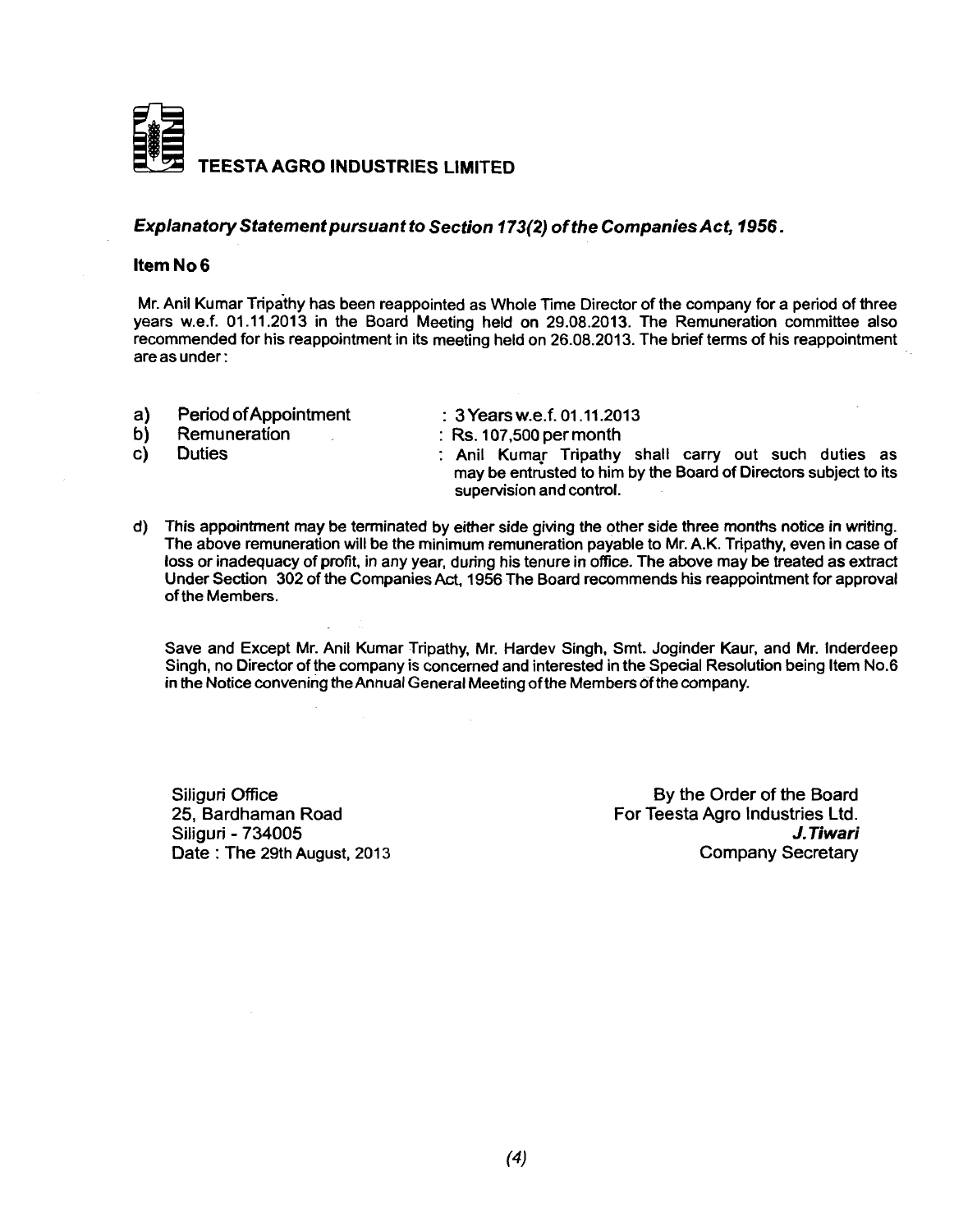## TEESTA AGRO INDUSTRIES LIMITED

### *Explanatory Statement pursuant to Section 173(2) of the Companies Act, 1956.*

**Item No 6**

Mr. Anil Kumar Tripathy has been reappointed as Whole Time Director of the company for a period of three years w.e.f. 01.11.2013 in the Board Meeting held on 29.08.2013. The Remuneration committee also recommended for his reappointment in its meeting held on 26.08.2013. The brief terms of his reappointment are as under:

a) Period of Appointment : 3 Years w.e.f. 01.11.2013

b) Remuneration : Rs. 107,500 per month

c) Duties : Anil Kumar Tripathy shall carry out such duties as may be entrusted to him by the Board of Directors subject to its supervision and control.

d) This appointment may be terminated by either side giving the other side three months notice in writing. The above remuneration will be the minimum remuneration payable to Mr. A.K. Tripathy, even in case of loss or inadequacy of profit, in any year, during his tenure in office. The above may be treated as extract Under Section 302 of the Companies Act, 1956 The Board recommends his reappointment for approval of the Members.

Save and Except Mr. Anil Kumar Tripathy, Mr. Hardev Singh, Smt. Joginder Kaur, and Mr. Inderdeep Singh, no Director of the company is concerned and interested in the Special Resolution being Item No.6 in the Notice convening the Annual General Meeting of the Members of the company.

Siliguri Office
25, Bardhaman Road
Siliguri - 734005
Date : The 29th August, 2013

By the Order of the Board
For Teesta Agro Industries Ltd.
***J.Tiwari***
Company Secretary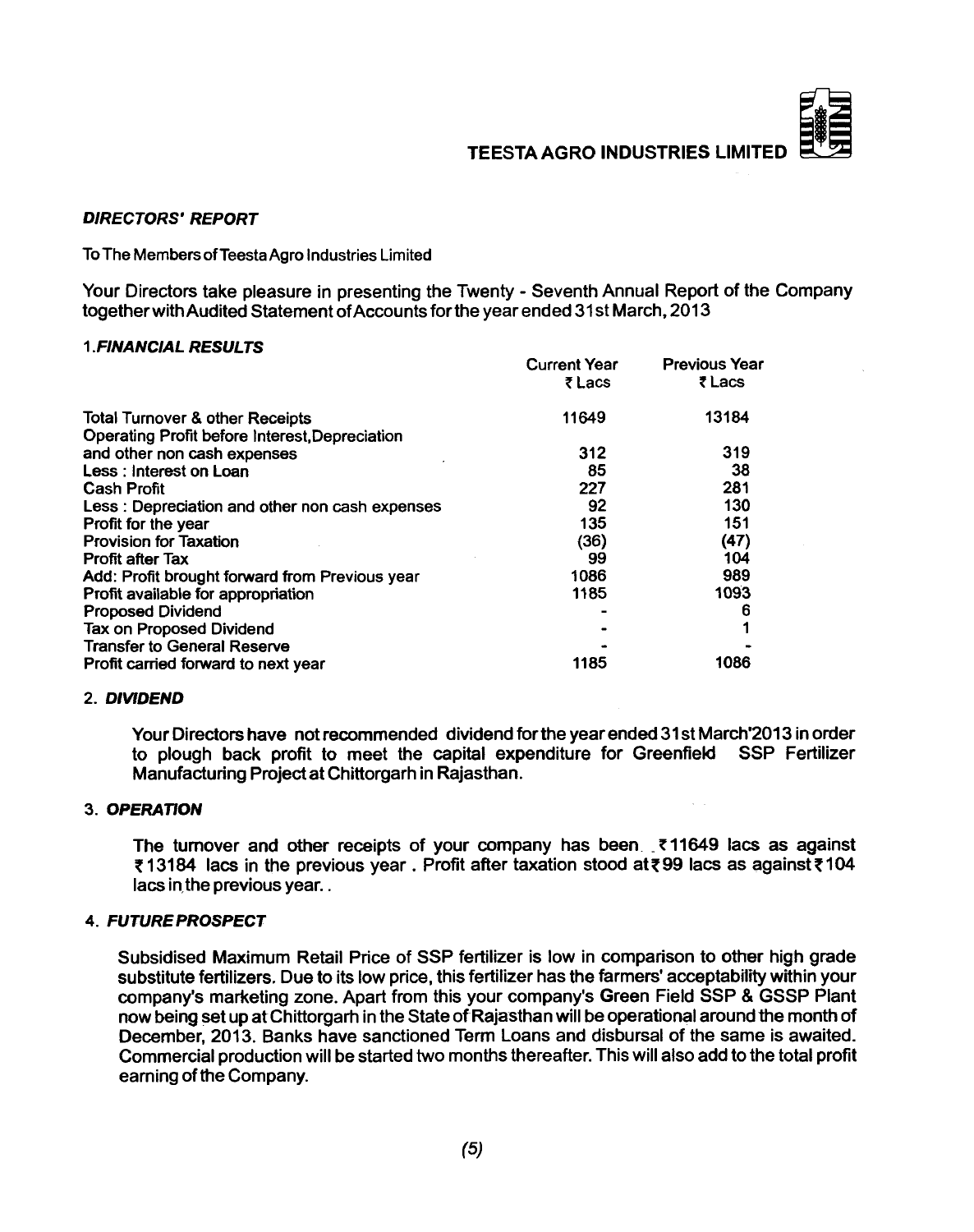## DIRECTORS' REPORT

To The Members of Teesta Agro Industries Limited

Your Directors take pleasure in presenting the Twenty - Seventh Annual Report of the Company together with Audited Statement of Accounts for the year ended 31st March, 2013

### 1. FINANCIAL RESULTS

| | Current Year ₹ Lacs | Previous Year ₹ Lacs |
|---|---|---|
| Total Turnover & other Receipts | 11649 | 13184 |
| Operating Profit before Interest, Depreciation and other non cash expenses | 312 | 319 |
| Less : Interest on Loan | 85 | 38 |
| Cash Profit | 227 | 281 |
| Less : Depreciation and other non cash expenses | 92 | 130 |
| Profit for the year | 135 | 151 |
| Provision for Taxation | (36) | (47) |
| Profit after Tax | 99 | 104 |
| Add: Profit brought forward from Previous year | 1086 | 989 |
| Profit available for appropriation | 1185 | 1093 |
| Proposed Dividend | - | 6 |
| Tax on Proposed Dividend | - | 1 |
| Transfer to General Reserve | - | - |
| Profit carried forward to next year | 1185 | 1086 |

### 2. DIVIDEND

Your Directors have not recommended dividend for the year ended 31st March'2013 in order to plough back profit to meet the capital expenditure for Greenfield SSP Fertilizer Manufacturing Project at Chittorgarh in Rajasthan.

### 3. OPERATION

The turnover and other receipts of your company has been ₹11649 lacs as against ₹13184 lacs in the previous year. Profit after taxation stood at ₹99 lacs as against ₹104 lacs in the previous year..

### 4. FUTURE PROSPECT

Subsidised Maximum Retail Price of SSP fertilizer is low in comparison to other high grade substitute fertilizers. Due to its low price, this fertilizer has the farmers' acceptability within your company's marketing zone. Apart from this your company's Green Field SSP & GSSP Plant now being set up at Chittorgarh in the State of Rajasthan will be operational around the month of December, 2013. Banks have sanctioned Term Loans and disbursal of the same is awaited. Commercial production will be started two months thereafter. This will also add to the total profit earning of the Company.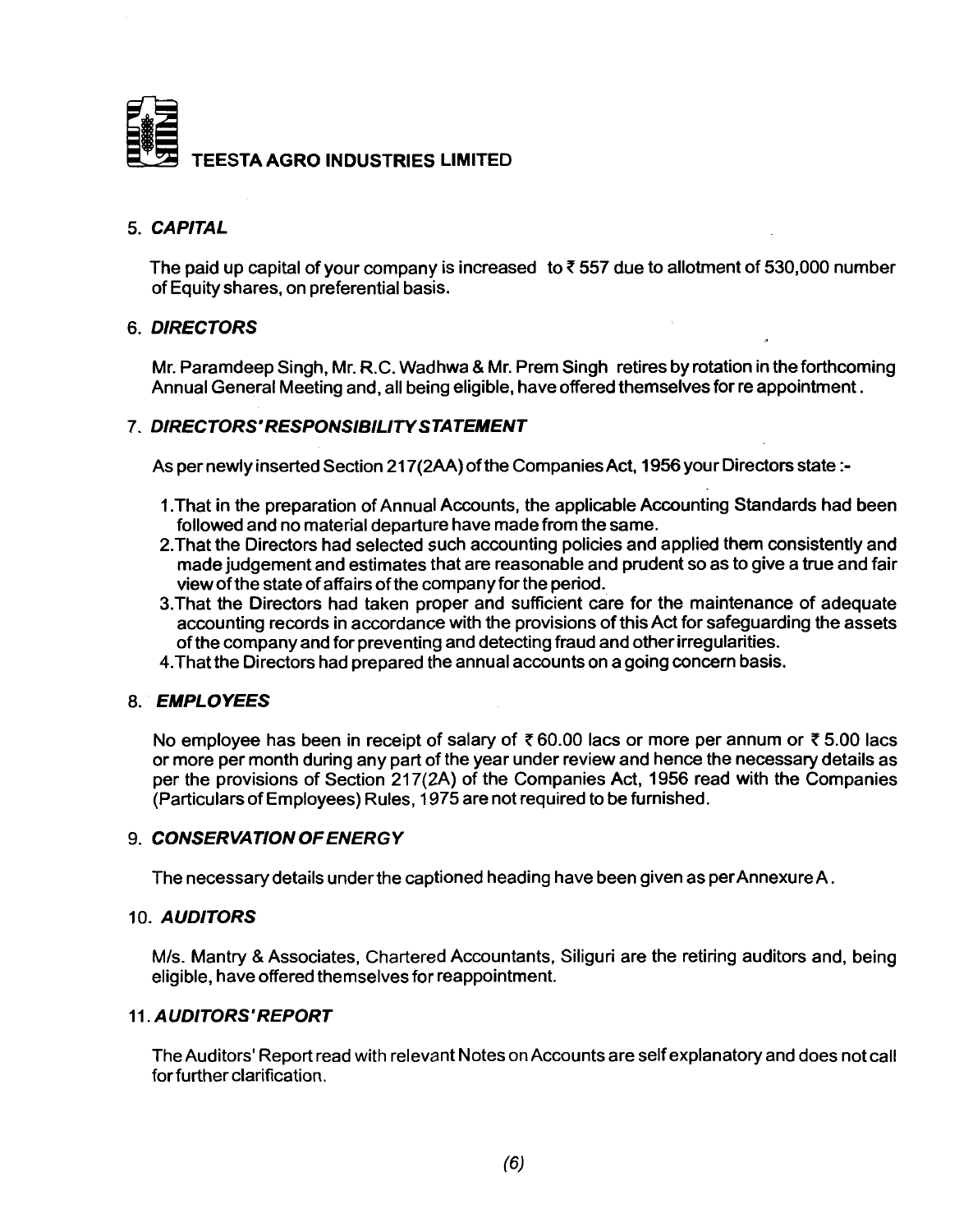## 5. *CAPITAL*

The paid up capital of your company is increased to ₹ 557 due to allotment of 530,000 number of Equity shares, on preferential basis.

## 6. *DIRECTORS*

Mr. Paramdeep Singh, Mr. R.C. Wadhwa & Mr. Prem Singh retires by rotation in the forthcoming Annual General Meeting and, all being eligible, have offered themselves for re appointment.

## 7. *DIRECTORS' RESPONSIBILITY STATEMENT*

As per newly inserted Section 217(2AA) of the Companies Act, 1956 your Directors state :-

1. That in the preparation of Annual Accounts, the applicable Accounting Standards had been followed and no material departure have made from the same.
2. That the Directors had selected such accounting policies and applied them consistently and made judgement and estimates that are reasonable and prudent so as to give a true and fair view of the state of affairs of the company for the period.
3. That the Directors had taken proper and sufficient care for the maintenance of adequate accounting records in accordance with the provisions of this Act for safeguarding the assets of the company and for preventing and detecting fraud and other irregularities.
4. That the Directors had prepared the annual accounts on a going concern basis.

## 8. *EMPLOYEES*

No employee has been in receipt of salary of ₹ 60.00 lacs or more per annum or ₹ 5.00 lacs or more per month during any part of the year under review and hence the necessary details as per the provisions of Section 217(2A) of the Companies Act, 1956 read with the Companies (Particulars of Employees) Rules, 1975 are not required to be furnished.

## 9. *CONSERVATION OF ENERGY*

The necessary details under the captioned heading have been given as per Annexure A.

## 10. *AUDITORS*

M/s. Mantry & Associates, Chartered Accountants, Siliguri are the retiring auditors and, being eligible, have offered themselves for reappointment.

## 11. *AUDITORS' REPORT*

The Auditors' Report read with relevant Notes on Accounts are self explanatory and does not call for further clarification.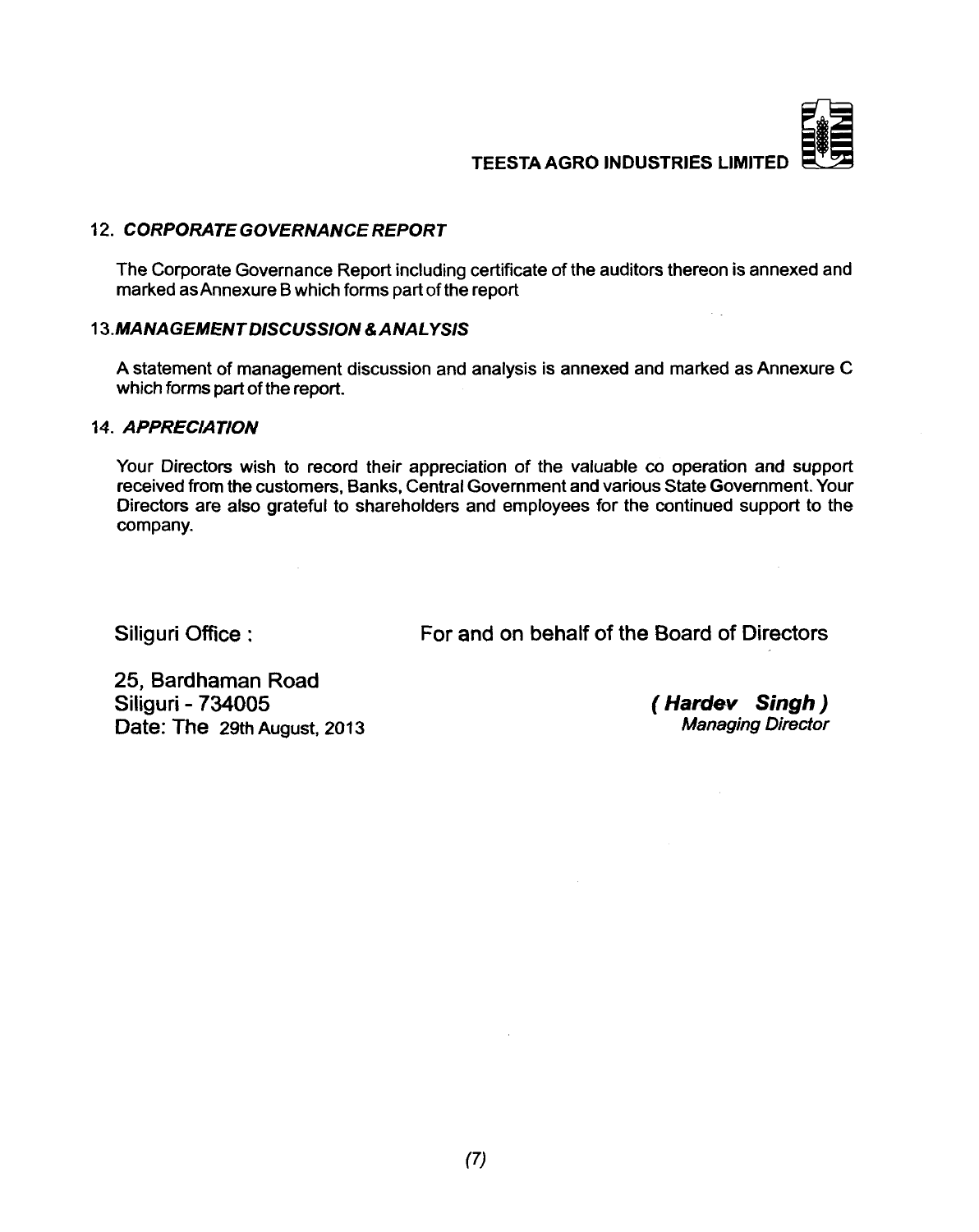### 12. *CORPORATE GOVERNANCE REPORT*

The Corporate Governance Report including certificate of the auditors thereon is annexed and marked as Annexure B which forms part of the report

### 13. *MANAGEMENT DISCUSSION & ANALYSIS*

A statement of management discussion and analysis is annexed and marked as Annexure C which forms part of the report.

### 14. *APPRECIATION*

Your Directors wish to record their appreciation of the valuable co operation and support received from the customers, Banks, Central Government and various State Government. Your Directors are also grateful to shareholders and employees for the continued support to the company.

Siliguri Office :

25, Bardhaman Road
Siliguri - 734005
Date: The 29th August, 2013

For and on behalf of the Board of Directors

***( Hardev Singh )***
*Managing Director*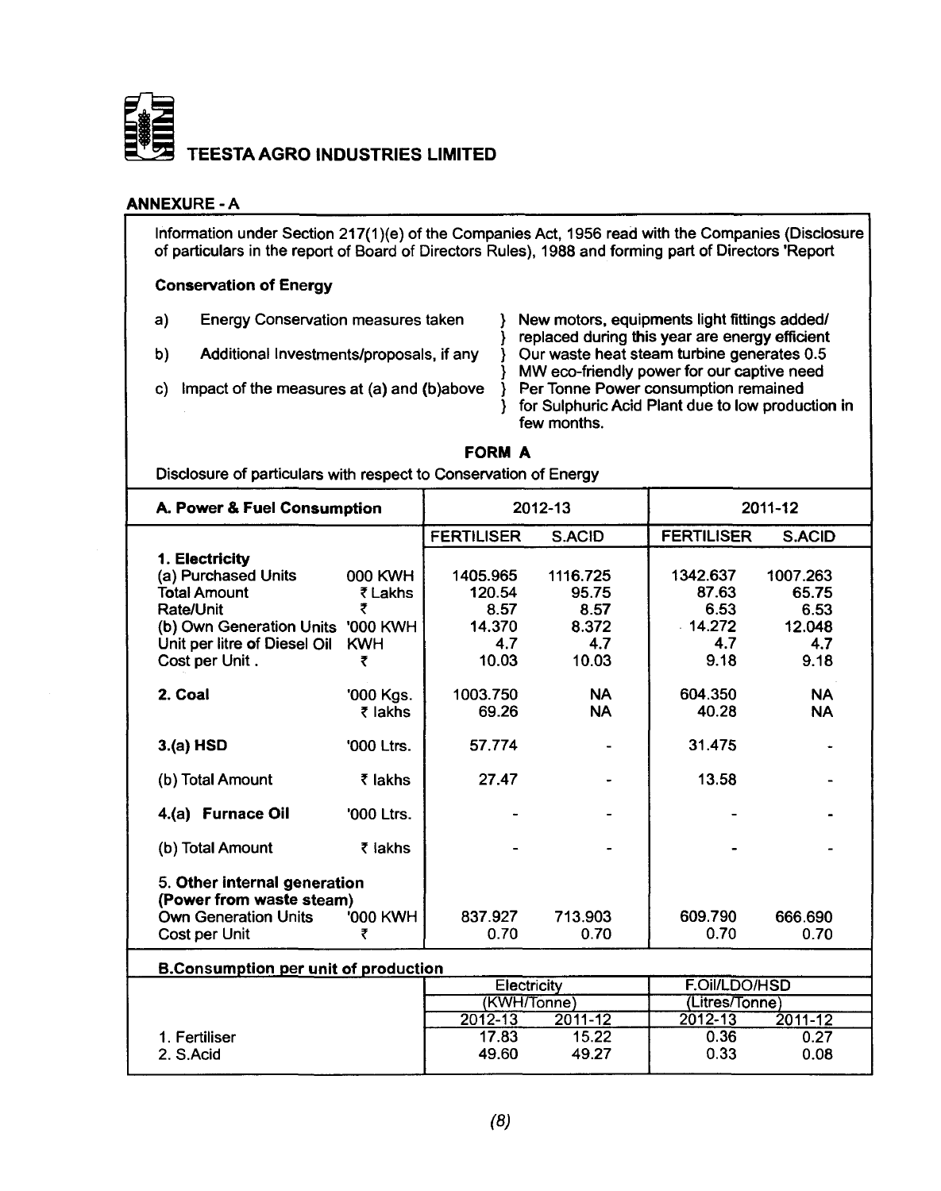# TEESTA AGRO INDUSTRIES LIMITED

## ANNEXURE - A

Information under Section 217(1)(e) of the Companies Act, 1956 read with the Companies (Disclosure of particulars in the report of Board of Directors Rules), 1988 and forming part of Directors 'Report

**Conservation of Energy**

a) Energy Conservation measures taken } New motors, equipments light fittings added/ } replaced during this year are energy efficient

b) Additional Investments/proposals, if any } Our waste heat steam turbine generates 0.5 } MW eco-friendly power for our captive need

c) Impact of the measures at (a) and (b)above } Per Tonne Power consumption remained } for Sulphuric Acid Plant due to low production in few months.

**FORM A**

Disclosure of particulars with respect to Conservation of Energy

| **A. Power & Fuel Consumption** | | 2012-13 | | 2011-12 | |
|---|---|---|---|---|---|
| | | FERTILISER | S.ACID | FERTILISER | S.ACID |
| **1. Electricity** | | | | | |
| (a) Purchased Units | 000 KWH | 1405.965 | 1116.725 | 1342.637 | 1007.263 |
| Total Amount | ₹ Lakhs | 120.54 | 95.75 | 87.63 | 65.75 |
| Rate/Unit | ₹ | 8.57 | 8.57 | 6.53 | 6.53 |
| (b) Own Generation Units | '000 KWH | 14.370 | 8.372 | 14.272 | 12.048 |
| Unit per litre of Diesel Oil | KWH | 4.7 | 4.7 | 4.7 | 4.7 |
| Cost per Unit . | ₹ | 10.03 | 10.03 | 9.18 | 9.18 |
| **2. Coal** | '000 Kgs. | 1003.750 | NA | 604.350 | NA |
| | ₹ lakhs | 69.26 | NA | 40.28 | NA |
| **3.(a) HSD** | '000 Ltrs. | 57.774 | - | 31.475 | - |
| (b) Total Amount | ₹ lakhs | 27.47 | - | 13.58 | - |
| **4.(a) Furnace Oil** | '000 Ltrs. | - | - | - | - |
| (b) Total Amount | ₹ lakhs | - | - | - | - |
| **5. Other internal generation (Power from waste steam)** | | | | | |
| Own Generation Units | '000 KWH | 837.927 | 713.903 | 609.790 | 666.690 |
| Cost per Unit | ₹ | 0.70 | 0.70 | 0.70 | 0.70 |

**B.Consumption per unit of production**

| | Electricity (KWH/Tonne) | | F.Oil/LDO/HSD (Litres/Tonne) | |
|---|---|---|---|---|
| | 2012-13 | 2011-12 | 2012-13 | 2011-12 |
| 1. Fertiliser | 17.83 | 15.22 | 0.36 | 0.27 |
| 2. S.Acid | 49.60 | 49.27 | 0.33 | 0.08 |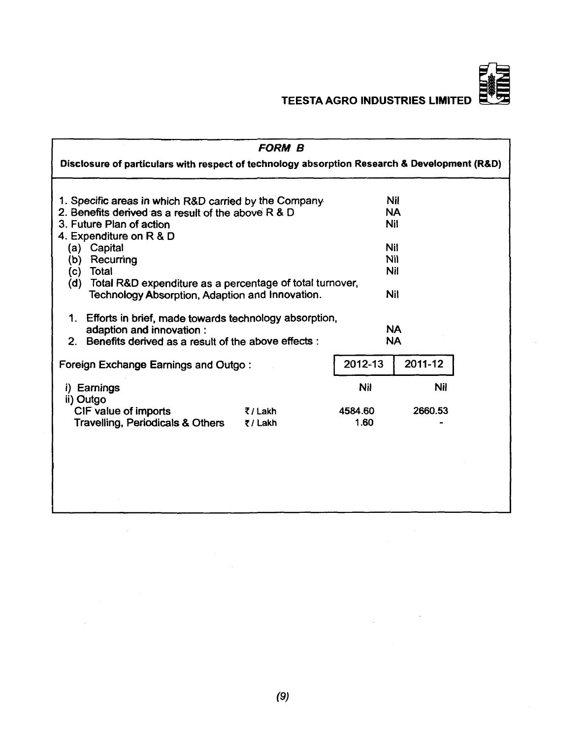## *FORM B*

**Disclosure of particulars with respect of technology absorption Research & Development (R&D)**

| | |
|---|---|
| 1. Specific areas in which R&D carried by the Company | Nil |
| 2. Benefits derived as a result of the above R & D | NA |
| 3. Future Plan of action | Nil |
| 4. Expenditure on R & D | |
| (a) Capital | Nil |
| (b) Recurring | Nil |
| (c) Total | Nil |
| (d) Total R&D expenditure as a percentage of total turnover, Technology Absorption, Adaption and Innovation. | Nil |
| 1. Efforts in brief, made towards technology absorption, adaption and innovation : | NA |
| 2. Benefits derived as a result of the above effects : | NA |

**Foreign Exchange Earnings and Outgo :**

| | | 2012-13 | 2011-12 |
|---|---|---|---|
| i) Earnings | | Nil | Nil |
| ii) Outgo | | | |
| CIF value of imports | ₹/ Lakh | 4584.60 | 2660.53 |
| Travelling, Periodicals & Others | ₹/ Lakh | 1.60 | - |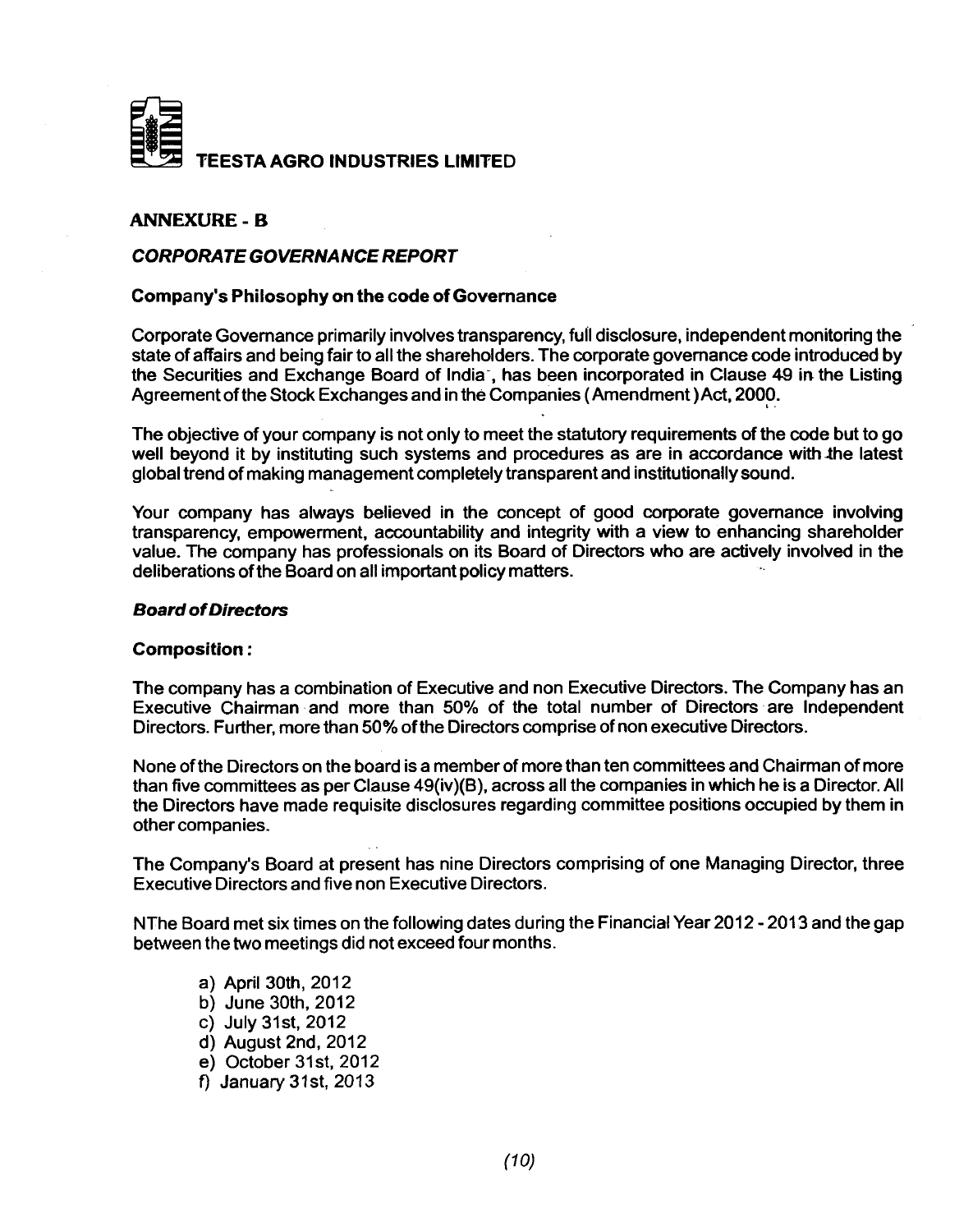TEESTA AGRO INDUSTRIES LIMITED

## ANNEXURE - B

### *CORPORATE GOVERNANCE REPORT*

**Company's Philosophy on the code of Governance**

Corporate Governance primarily involves transparency, full disclosure, independent monitoring the state of affairs and being fair to all the shareholders. The corporate governance code introduced by the Securities and Exchange Board of India, has been incorporated in Clause 49 in the Listing Agreement of the Stock Exchanges and in the Companies (Amendment) Act, 2000.

The objective of your company is not only to meet the statutory requirements of the code but to go well beyond it by instituting such systems and procedures as are in accordance with the latest global trend of making management completely transparent and institutionally sound.

Your company has always believed in the concept of good corporate governance involving transparency, empowerment, accountability and integrity with a view to enhancing shareholder value. The company has professionals on its Board of Directors who are actively involved in the deliberations of the Board on all important policy matters.

***Board of Directors***

**Composition :**

The company has a combination of Executive and non Executive Directors. The Company has an Executive Chairman and more than 50% of the total number of Directors are Independent Directors. Further, more than 50% of the Directors comprise of non executive Directors.

None of the Directors on the board is a member of more than ten committees and Chairman of more than five committees as per Clause 49(iv)(B), across all the companies in which he is a Director. All the Directors have made requisite disclosures regarding committee positions occupied by them in other companies.

The Company's Board at present has nine Directors comprising of one Managing Director, three Executive Directors and five non Executive Directors.

NThe Board met six times on the following dates during the Financial Year 2012 - 2013 and the gap between the two meetings did not exceed four months.

a) April 30th, 2012
b) June 30th, 2012
c) July 31st, 2012
d) August 2nd, 2012
e) October 31st, 2012
f) January 31st, 2013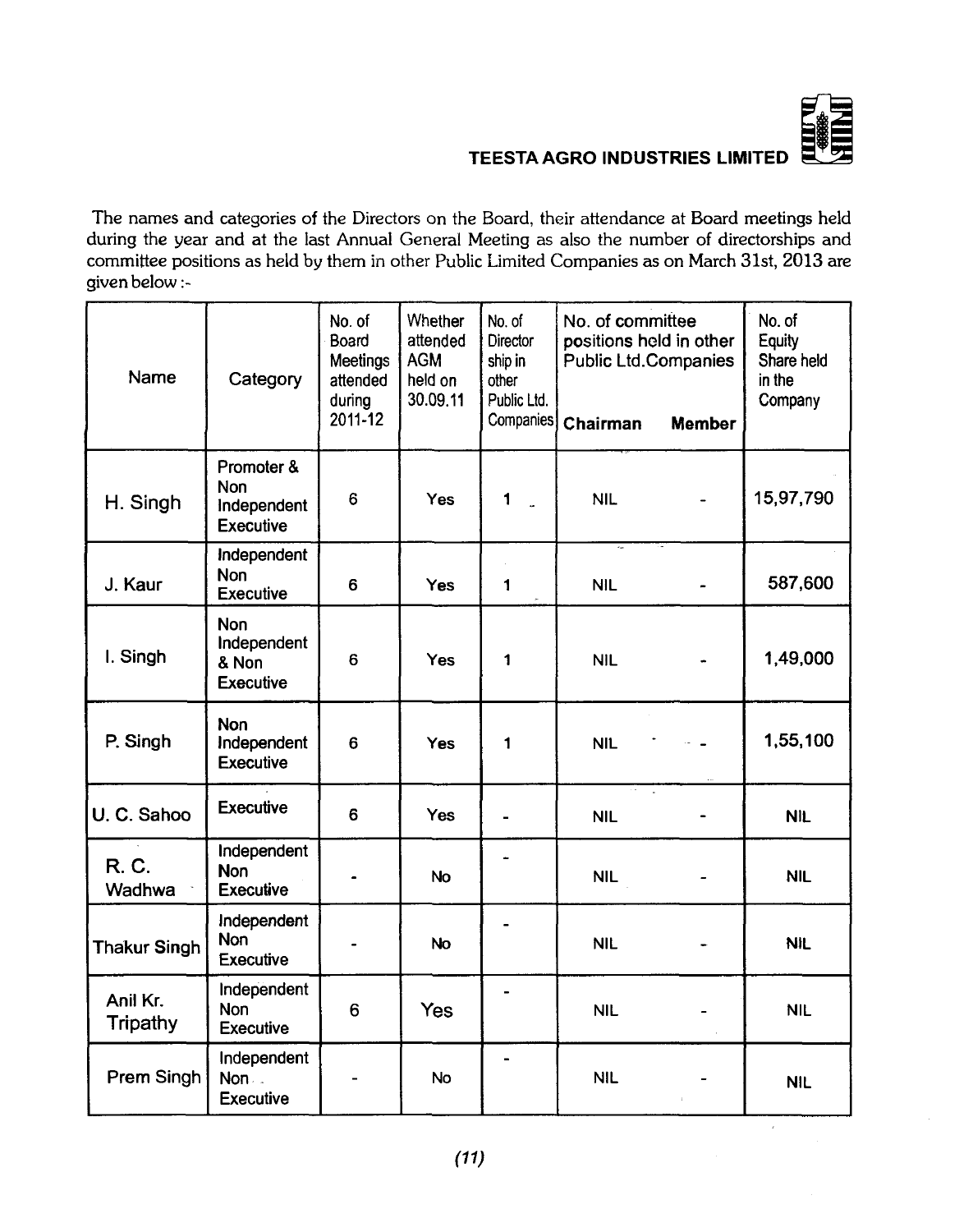The names and categories of the Directors on the Board, their attendance at Board meetings held during the year and at the last Annual General Meeting as also the number of directorships and committee positions as held by them in other Public Limited Companies as on March 31st, 2013 are given below :-

| Name | Category | No. of Board Meetings attended during 2011-12 | Whether attended AGM held on 30.09.11 | No. of Director ship in other Public Ltd. Companies | No. of committee positions held in other Public Ltd.Companies | | No. of Equity Share held in the Company |
|---|---|---|---|---|---|---|---|
| | | | | | Chairman | Member | |
| H. Singh | Promoter & Non Independent Executive | 6 | Yes | 1 | NIL | - | 15,97,790 |
| J. Kaur | Independent Non Executive | 6 | Yes | 1 | NIL | - | 587,600 |
| I. Singh | Non Independent & Non Executive | 6 | Yes | 1 | NIL | - | 1,49,000 |
| P. Singh | Non Independent Executive | 6 | Yes | 1 | NIL | - | 1,55,100 |
| U. C. Sahoo | Executive | 6 | Yes | - | NIL | - | NIL |
| R. C. Wadhwa | Independent Non Executive | - | No | - | NIL | - | NIL |
| Thakur Singh | Independent Non Executive | - | No | - | NIL | - | NIL |
| Anil Kr. Tripathy | Independent Non Executive | 6 | Yes | - | NIL | - | NIL |
| Prem Singh | Independent Non Executive | - | No | - | NIL | - | NIL |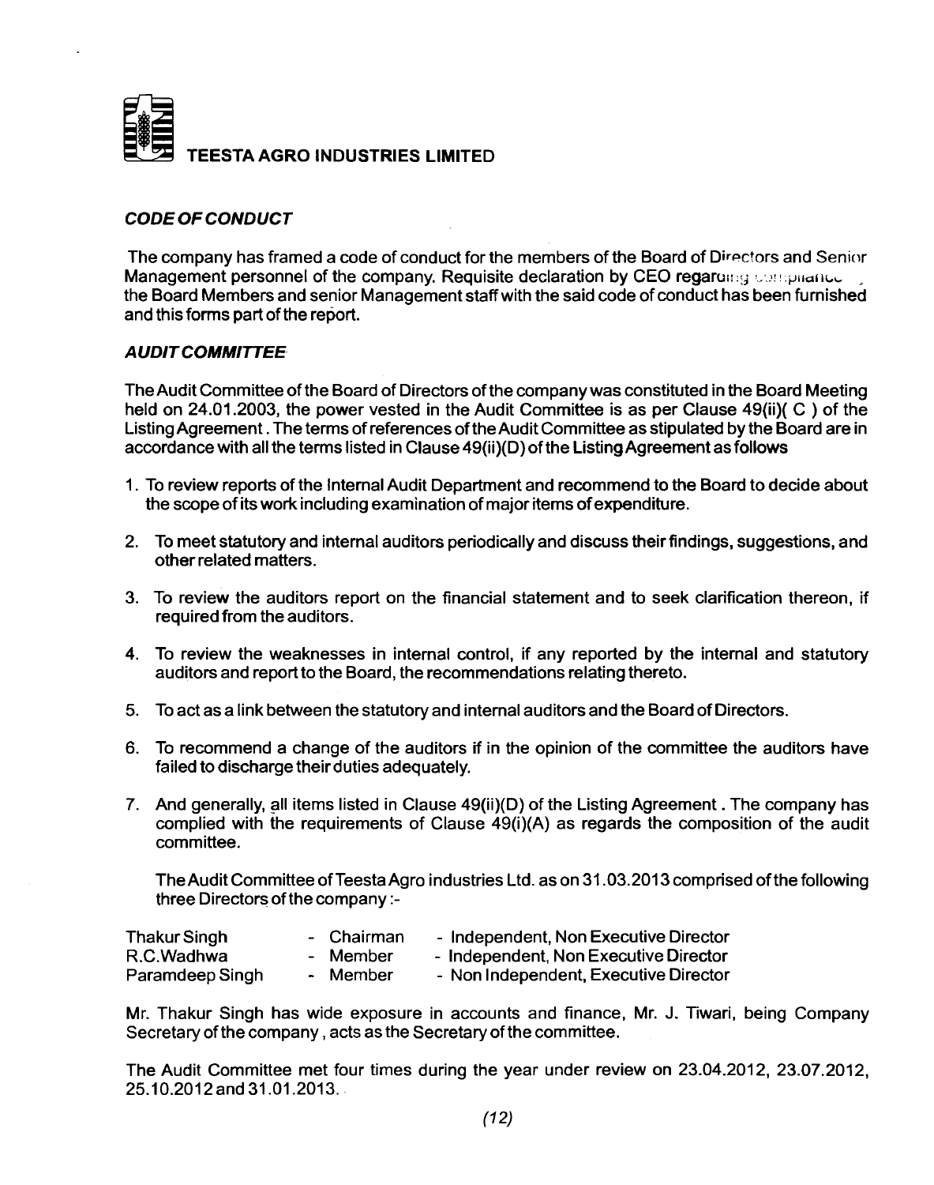**TEESTA AGRO INDUSTRIES LIMITED**

***CODE OF CONDUCT***

The company has framed a code of conduct for the members of the Board of Directors and Senior Management personnel of the company. Requisite declaration by CEO regarding compliance , the Board Members and senior Management staff with the said code of conduct has been furnished and this forms part of the report.

***AUDIT COMMITTEE***

The Audit Committee of the Board of Directors of the company was constituted in the Board Meeting held on 24.01.2003, the power vested in the Audit Committee is as per Clause 49(ii)( C ) of the Listing Agreement . The terms of references of the Audit Committee as stipulated by the Board are in accordance with all the terms listed in Clause 49(ii)(D) of the Listing Agreement as follows

1. To review reports of the Internal Audit Department and recommend to the Board to decide about the scope of its work including examination of major items of expenditure.
2. To meet statutory and internal auditors periodically and discuss their findings, suggestions, and other related matters.
3. To review the auditors report on the financial statement and to seek clarification thereon, if required from the auditors.
4. To review the weaknesses in internal control, if any reported by the internal and statutory auditors and report to the Board, the recommendations relating thereto.
5. To act as a link between the statutory and internal auditors and the Board of Directors.
6. To recommend a change of the auditors if in the opinion of the committee the auditors have failed to discharge their duties adequately.
7. And generally, all items listed in Clause 49(ii)(D) of the Listing Agreement . The company has complied with the requirements of Clause 49(i)(A) as regards the composition of the audit committee.

   The Audit Committee of Teesta Agro industries Ltd. as on 31.03.2013 comprised of the following three Directors of the company :-

| | | |
|---|---|---|
| Thakur Singh | - Chairman | - Independent, Non Executive Director |
| R.C.Wadhwa | - Member | - Independent, Non Executive Director |
| Paramdeep Singh | - Member | - Non Independent, Executive Director |

Mr. Thakur Singh has wide exposure in accounts and finance, Mr. J. Tiwari, being Company Secretary of the company , acts as the Secretary of the committee.

The Audit Committee met four times during the year under review on 23.04.2012, 23.07.2012, 25.10.2012 and 31.01.2013.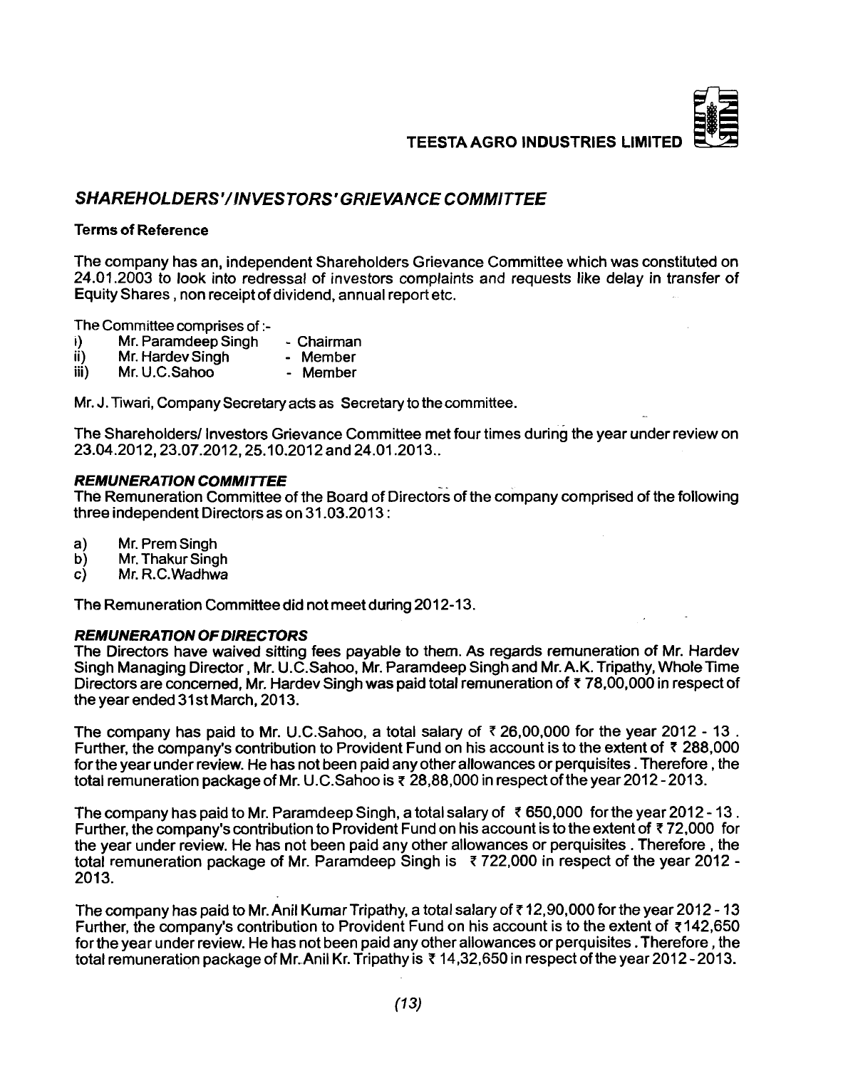## SHAREHOLDERS'/INVESTORS' GRIEVANCE COMMITTEE

**Terms of Reference**

The company has an, independent Shareholders Grievance Committee which was constituted on 24.01.2003 to look into redressal of investors complaints and requests like delay in transfer of Equity Shares , non receipt of dividend, annual report etc.

The Committee comprises of :-

i) Mr. Paramdeep Singh - Chairman
ii) Mr. Hardev Singh - Member
iii) Mr. U.C.Sahoo - Member

Mr. J. Tiwari, Company Secretary acts as Secretary to the committee.

The Shareholders/ Investors Grievance Committee met four times during the year under review on 23.04.2012, 23.07.2012, 25.10.2012 and 24.01.2013..

### *REMUNERATION COMMITTEE*

The Remuneration Committee of the Board of Directors of the company comprised of the following three independent Directors as on 31.03.2013 :

a) Mr. Prem Singh
b) Mr. Thakur Singh
c) Mr. R.C.Wadhwa

The Remuneration Committee did not meet during 2012-13.

### *REMUNERATION OF DIRECTORS*

The Directors have waived sitting fees payable to them. As regards remuneration of Mr. Hardev Singh Managing Director , Mr. U.C.Sahoo, Mr. Paramdeep Singh and Mr. A.K. Tripathy, Whole Time Directors are concerned, Mr. Hardev Singh was paid total remuneration of ₹ 78,00,000 in respect of the year ended 31st March, 2013.

The company has paid to Mr. U.C.Sahoo, a total salary of ₹ 26,00,000 for the year 2012 - 13 . Further, the company's contribution to Provident Fund on his account is to the extent of ₹ 288,000 for the year under review. He has not been paid any other allowances or perquisites . Therefore , the total remuneration package of Mr. U.C.Sahoo is ₹ 28,88,000 in respect of the year 2012 - 2013.

The company has paid to Mr. Paramdeep Singh, a total salary of ₹ 650,000 for the year 2012 - 13 . Further, the company's contribution to Provident Fund on his account is to the extent of ₹ 72,000 for the year under review. He has not been paid any other allowances or perquisites . Therefore , the total remuneration package of Mr. Paramdeep Singh is ₹ 722,000 in respect of the year 2012 - 2013.

The company has paid to Mr. Anil Kumar Tripathy, a total salary of ₹ 12,90,000 for the year 2012 - 13 Further, the company's contribution to Provident Fund on his account is to the extent of ₹142,650 for the year under review. He has not been paid any other allowances or perquisites . Therefore , the total remuneration package of Mr. Anil Kr. Tripathy is ₹ 14,32,650 in respect of the year 2012 - 2013.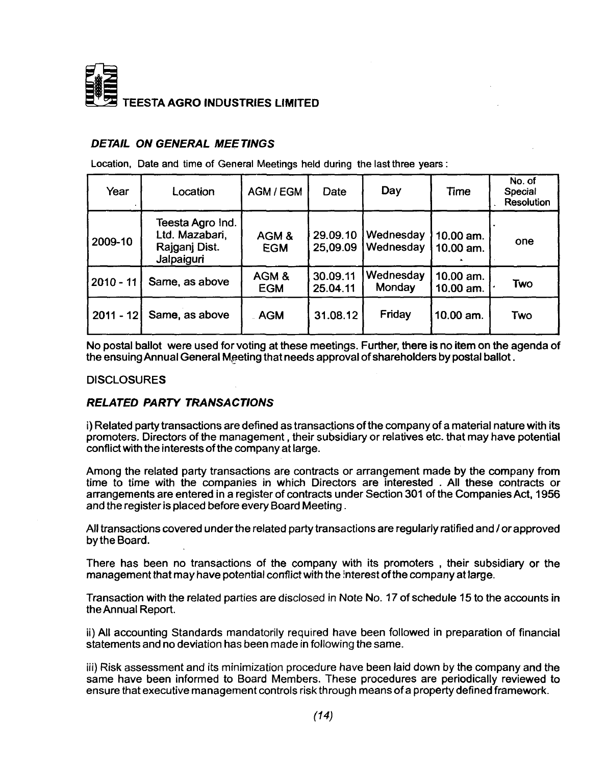TEESTA AGRO INDUSTRIES LIMITED

## *DETAIL ON GENERAL MEETINGS*

Location, Date and time of General Meetings held during the last three years :

| Year | Location | AGM / EGM | Date | Day | Time | No. of Special Resolution |
|---|---|---|---|---|---|---|
| 2009-10 | Teesta Agro Ind. Ltd. Mazabari, Rajganj Dist. Jalpaiguri | AGM & EGM | 29.09.10 25,09.09 | Wednesday Wednesday | 10.00 am. 10.00 am. | one |
| 2010 - 11 | Same, as above | AGM & EGM | 30.09.11 25.04.11 | Wednesday Monday | 10.00 am. 10.00 am. | Two |
| 2011 - 12 | Same, as above | AGM | 31.08.12 | Friday | 10.00 am. | Two |

No postal ballot were used for voting at these meetings. Further, there is no item on the agenda of the ensuing Annual General Meeting that needs approval of shareholders by postal ballot.

DISCLOSURES

## *RELATED PARTY TRANSACTIONS*

i) Related party transactions are defined as transactions of the company of a material nature with its promoters. Directors of the management, their subsidiary or relatives etc. that may have potential conflict with the interests of the company at large.

Among the related party transactions are contracts or arrangement made by the company from time to time with the companies in which Directors are interested . All these contracts or arrangements are entered in a register of contracts under Section 301 of the Companies Act, 1956 and the register is placed before every Board Meeting.

All transactions covered under the related party transactions are regularly ratified and / or approved by the Board.

There has been no transactions of the company with its promoters , their subsidiary or the management that may have potential conflict with the interest of the company at large.

Transaction with the related parties are disclosed in Note No. 17 of schedule 15 to the accounts in the Annual Report.

ii) All accounting Standards mandatorily required have been followed in preparation of financial statements and no deviation has been made in following the same.

iii) Risk assessment and its minimization procedure have been laid down by the company and the same have been informed to Board Members. These procedures are periodically reviewed to ensure that executive management controls risk through means of a property defined framework.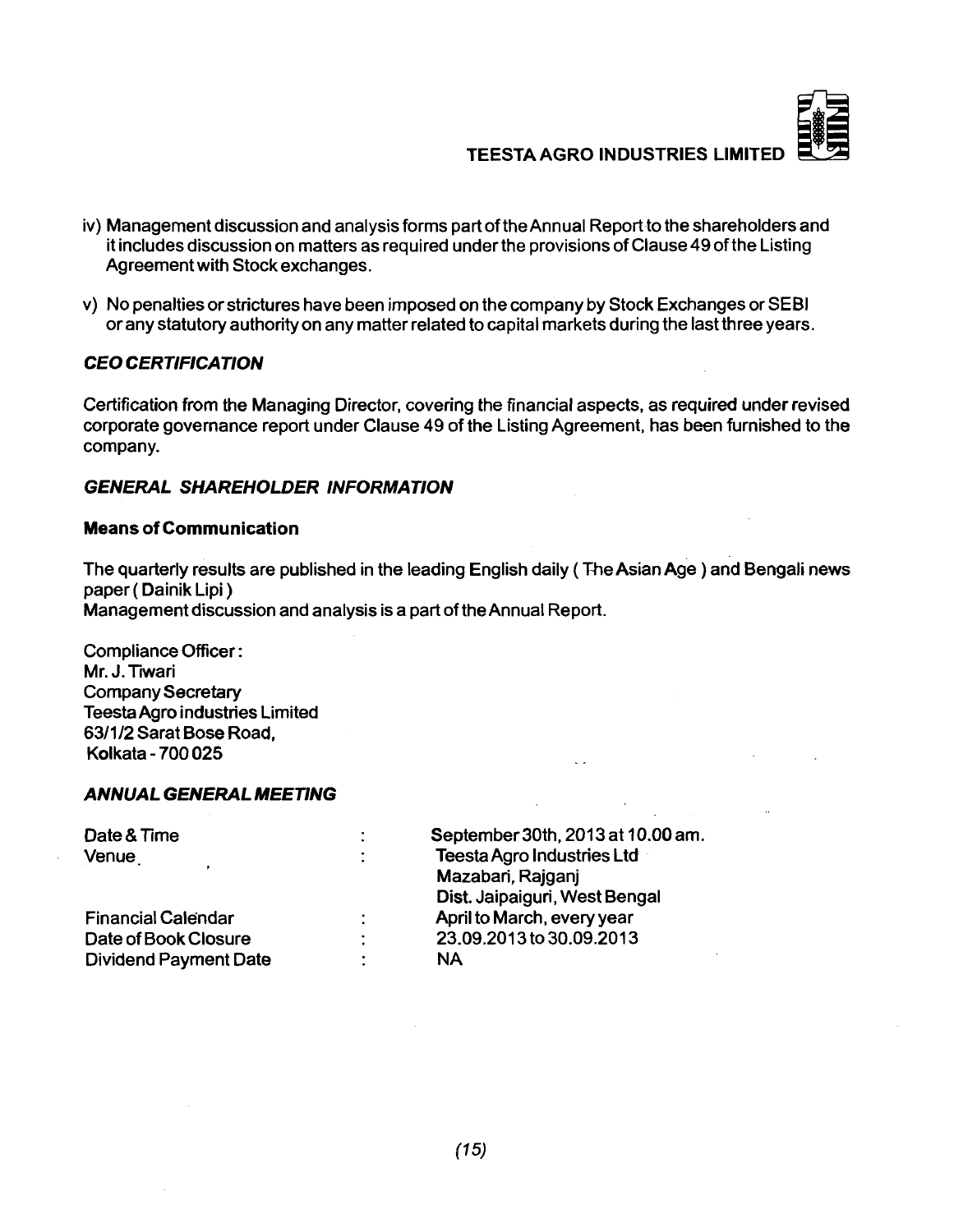iv) Management discussion and analysis forms part of the Annual Report to the shareholders and it includes discussion on matters as required under the provisions of Clause 49 of the Listing Agreement with Stock exchanges.

v) No penalties or strictures have been imposed on the company by Stock Exchanges or SEBI or any statutory authority on any matter related to capital markets during the last three years.

### *CEO CERTIFICATION*

Certification from the Managing Director, covering the financial aspects, as required under revised corporate governance report under Clause 49 of the Listing Agreement, has been furnished to the company.

### *GENERAL SHAREHOLDER INFORMATION*

**Means of Communication**

The quarterly results are published in the leading English daily ( The Asian Age ) and Bengali news paper ( Dainik Lipi )
Management discussion and analysis is a part of the Annual Report.

Compliance Officer :
Mr. J. Tiwari
Company Secretary
Teesta Agro industries Limited
63/1/2 Sarat Bose Road,
Kolkata - 700 025

### *ANNUAL GENERAL MEETING*

| | | |
|---|---|---|
| Date & Time | : | September 30th, 2013 at 10.00 am. |
| Venue | : | Teesta Agro Industries Ltd<br>Mazabari, Rajganj<br>Dist. Jaipaiguri, West Bengal |
| Financial Calendar | : | April to March, every year |
| Date of Book Closure | : | 23.09.2013 to 30.09.2013 |
| Dividend Payment Date | : | NA |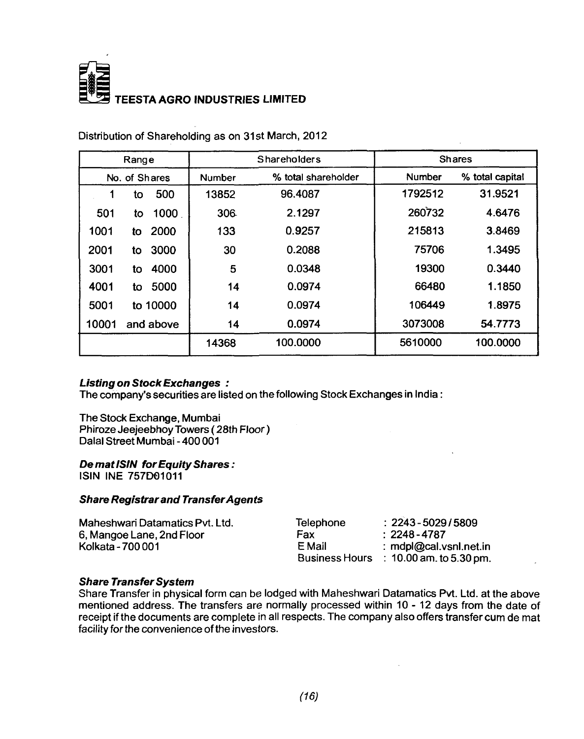**TEESTA AGRO INDUSTRIES LIMITED**

Distribution of Shareholding as on 31st March, 2012

| Range | Shareholders | | Shares | |
|---|---|---|---|---|
| No. of Shares | Number | % total shareholder | Number | % total capital |
| 1 to 500 | 13852 | 96.4087 | 1792512 | 31.9521 |
| 501 to 1000 | 306 | 2.1297 | 260732 | 4.6476 |
| 1001 to 2000 | 133 | 0.9257 | 215813 | 3.8469 |
| 2001 to 3000 | 30 | 0.2088 | 75706 | 1.3495 |
| 3001 to 4000 | 5 | 0.0348 | 19300 | 0.3440 |
| 4001 to 5000 | 14 | 0.0974 | 66480 | 1.1850 |
| 5001 to 10000 | 14 | 0.0974 | 106449 | 1.8975 |
| 10001 and above | 14 | 0.0974 | 3073008 | 54.7773 |
| | 14368 | 100.0000 | 5610000 | 100.0000 |

***Listing on Stock Exchanges :***

The company's securities are listed on the following Stock Exchanges in India :

The Stock Exchange, Mumbai
Phiroze Jeejeebhoy Towers ( 28th Floor )
Dalal Street Mumbai - 400 001

***De mat ISIN for Equity Shares :***

ISIN INE 757D01011

***Share Registrar and Transfer Agents***

Maheshwari Datamatics Pvt. Ltd.
6, Mangoe Lane, 2nd Floor
Kolkata - 700 001

Telephone : 2243 - 5029 / 5809
Fax : 2248 - 4787
E Mail : mdpl@cal.vsnl.net.in
Business Hours : 10.00 am. to 5.30 pm.

***Share Transfer System***

Share Transfer in physical form can be lodged with Maheshwari Datamatics Pvt. Ltd. at the above mentioned address. The transfers are normally processed within 10 - 12 days from the date of receipt if the documents are complete in all respects. The company also offers transfer cum de mat facility for the convenience of the investors.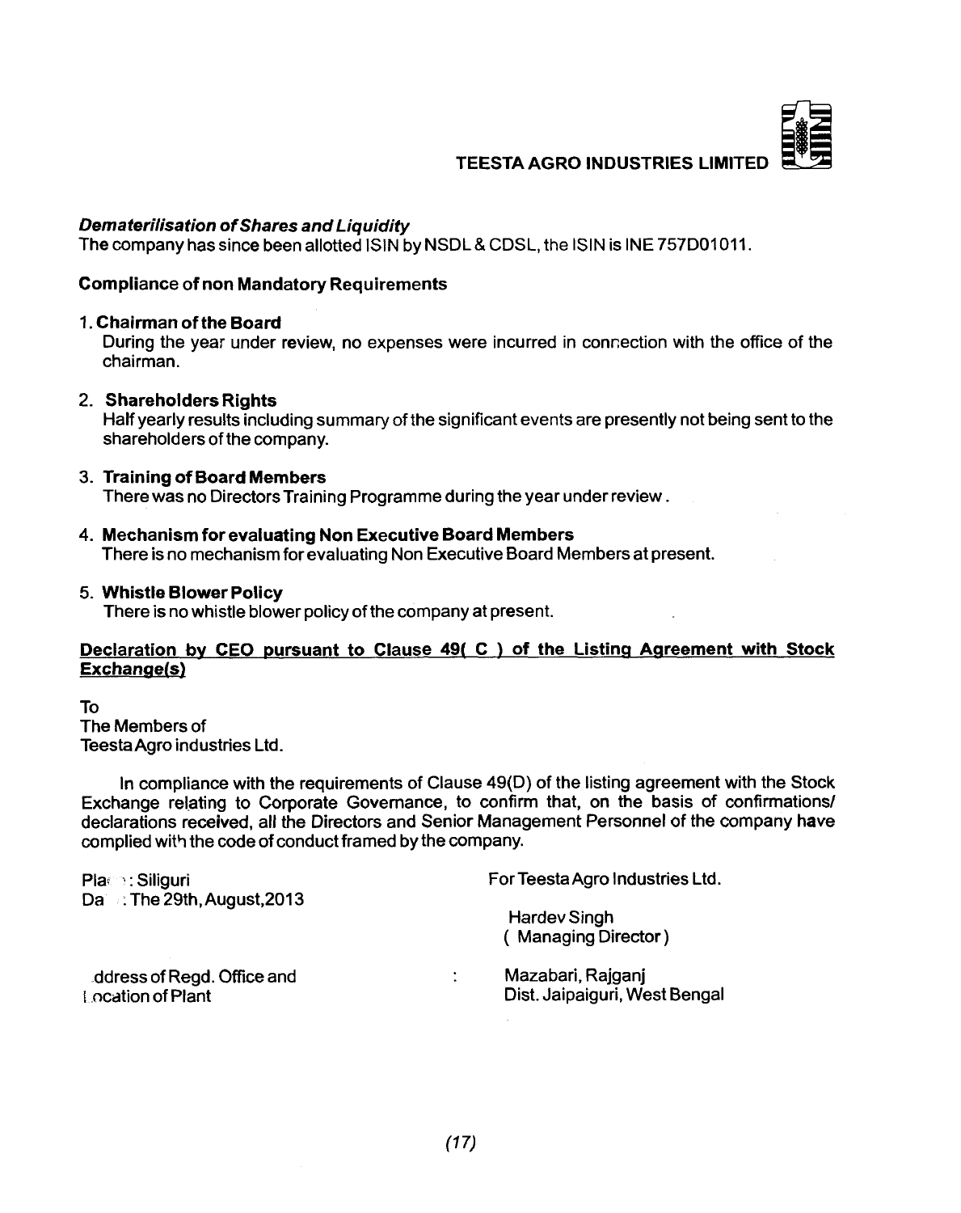### *Dematerilisation of Shares and Liquidity*

The company has since been allotted ISIN by NSDL & CDSL, the ISIN is INE 757D01011.

### Compliance of non Mandatory Requirements

1. **Chairman of the Board**
   During the year under review, no expenses were incurred in connection with the office of the chairman.

2. **Shareholders Rights**
   Half yearly results including summary of the significant events are presently not being sent to the shareholders of the company.

3. **Training of Board Members**
   There was no Directors Training Programme during the year under review.

4. **Mechanism for evaluating Non Executive Board Members**
   There is no mechanism for evaluating Non Executive Board Members at present.

5. **Whistle Blower Policy**
   There is no whistle blower policy of the company at present.

### Declaration by CEO pursuant to Clause 49( C ) of the Listing Agreement with Stock Exchange(s)

To
The Members of
Teesta Agro industries Ltd.

In compliance with the requirements of Clause 49(D) of the listing agreement with the Stock Exchange relating to Corporate Governance, to confirm that, on the basis of confirmations/ declarations received, all the Directors and Senior Management Personnel of the company have complied with the code of conduct framed by the company.

Place : Siliguri
Date : The 29th, August,2013

For Teesta Agro Industries Ltd.

Hardev Singh
( Managing Director )

Address of Regd. Office and Location of Plant : Mazabari, Rajganj
Dist. Jaipaiguri, West Bengal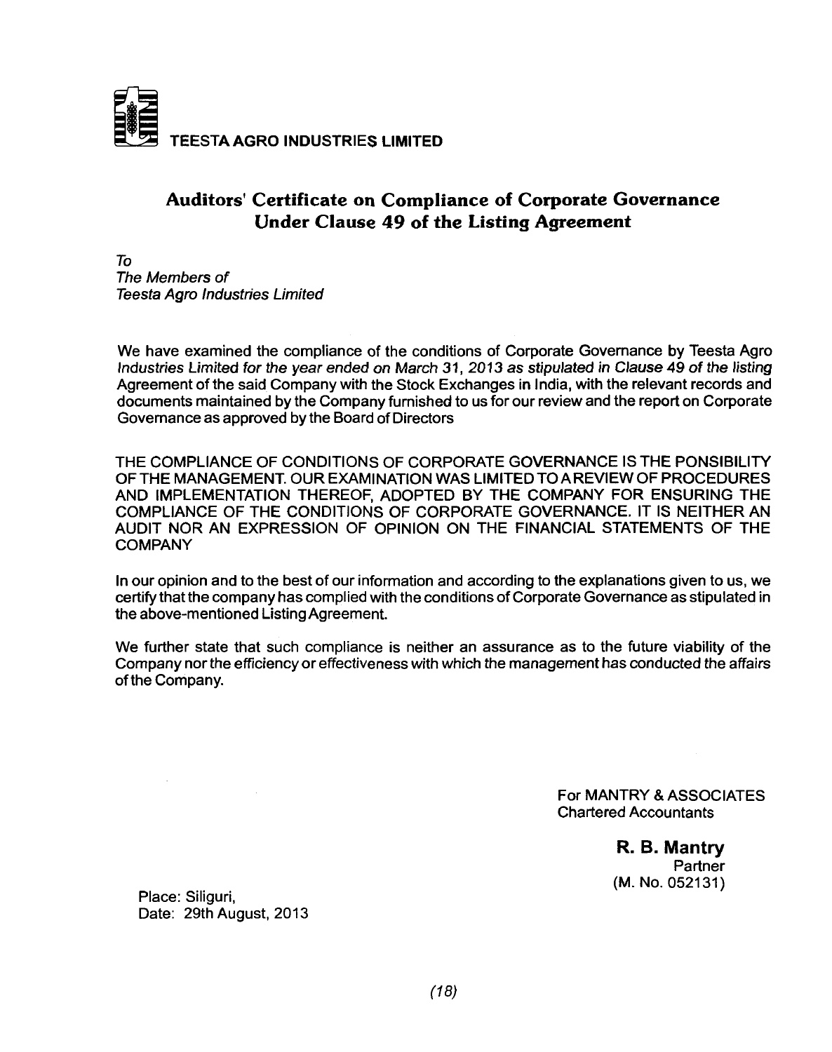**TEESTA AGRO INDUSTRIES LIMITED**

## Auditors' Certificate on Compliance of Corporate Governance Under Clause 49 of the Listing Agreement

*To*
*The Members of*
*Teesta Agro Industries Limited*

We have examined the compliance of the conditions of Corporate Governance by Teesta Agro *Industries Limited for the year ended on March 31, 2013 as stipulated in Clause 49 of the listing* Agreement of the said Company with the Stock Exchanges in India, with the relevant records and documents maintained by the Company furnished to us for our review and the report on Corporate Governance as approved by the Board of Directors

THE COMPLIANCE OF CONDITIONS OF CORPORATE GOVERNANCE IS THE PONSIBILITY OF THE MANAGEMENT. OUR EXAMINATION WAS LIMITED TO A REVIEW OF PROCEDURES AND IMPLEMENTATION THEREOF, ADOPTED BY THE COMPANY FOR ENSURING THE COMPLIANCE OF THE CONDITIONS OF CORPORATE GOVERNANCE. IT IS NEITHER AN AUDIT NOR AN EXPRESSION OF OPINION ON THE FINANCIAL STATEMENTS OF THE COMPANY

In our opinion and to the best of our information and according to the explanations given to us, we certify that the company has complied with the conditions of Corporate Governance as stipulated in the above-mentioned Listing Agreement.

We further state that such compliance is neither an assurance as to the future viability of the Company nor the efficiency or effectiveness with which the management has conducted the affairs of the Company.

For MANTRY & ASSOCIATES
Chartered Accountants

**R. B. Mantry**
Partner
(M. No. 052131)

Place: Siliguri,
Date: 29th August, 2013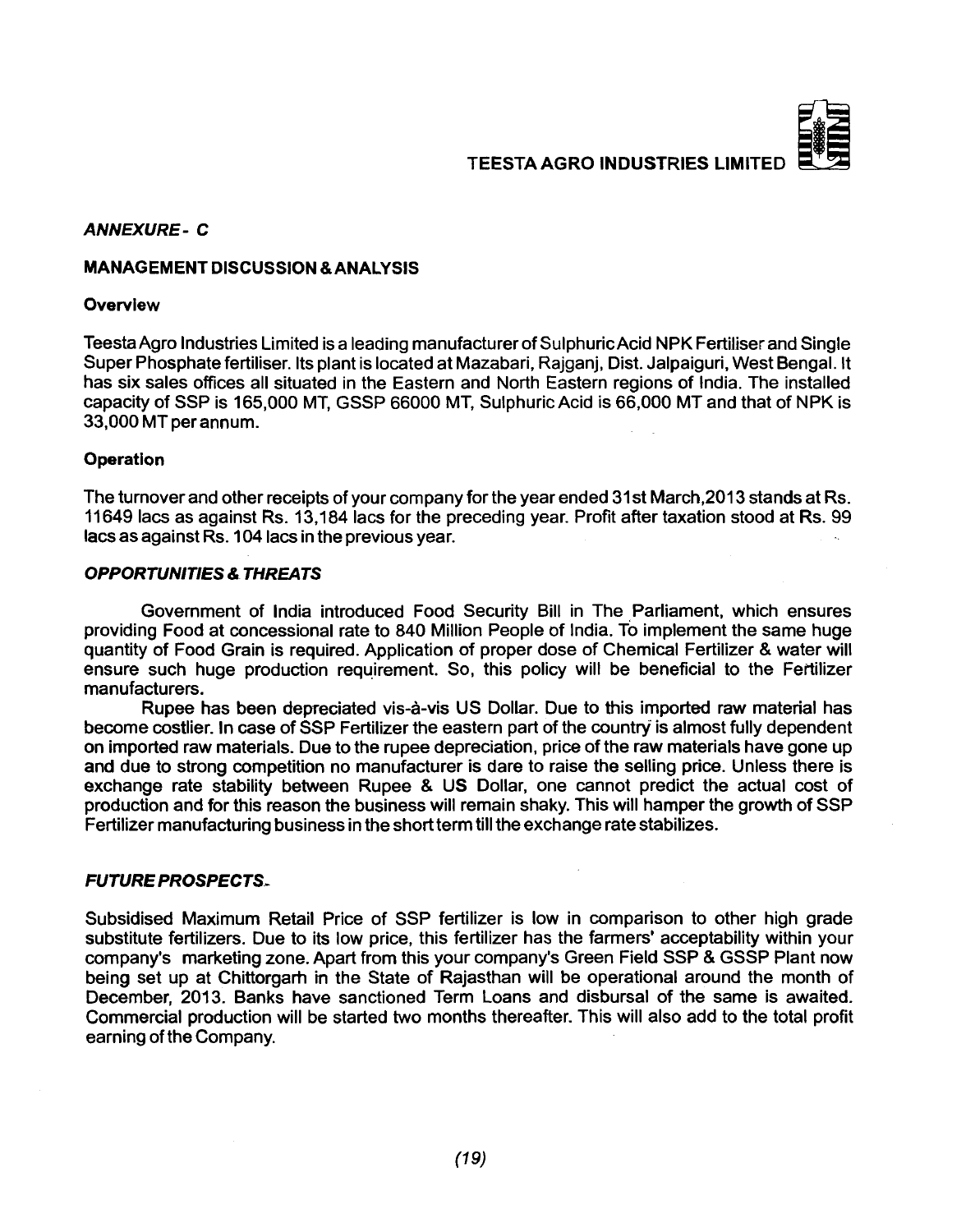## *ANNEXURE - C*

### MANAGEMENT DISCUSSION & ANALYSIS

**Overview**

Teesta Agro Industries Limited is a leading manufacturer of Sulphuric Acid NPK Fertiliser and Single Super Phosphate fertiliser. Its plant is located at Mazabari, Rajganj, Dist. Jalpaiguri, West Bengal. It has six sales offices all situated in the Eastern and North Eastern regions of India. The installed capacity of SSP is 165,000 MT, GSSP 66000 MT, Sulphuric Acid is 66,000 MT and that of NPK is 33,000 MT per annum.

**Operation**

The turnover and other receipts of your company for the year ended 31st March,2013 stands at Rs. 11649 lacs as against Rs. 13,184 lacs for the preceding year. Profit after taxation stood at Rs. 99 lacs as against Rs. 104 lacs in the previous year.

***OPPORTUNITIES & THREATS***

Government of India introduced Food Security Bill in The Parliament, which ensures providing Food at concessional rate to 840 Million People of India. To implement the same huge quantity of Food Grain is required. Application of proper dose of Chemical Fertilizer & water will ensure such huge production requirement. So, this policy will be beneficial to the Fertilizer manufacturers.

Rupee has been depreciated vis-à-vis US Dollar. Due to this imported raw material has become costlier. In case of SSP Fertilizer the eastern part of the country is almost fully dependent on imported raw materials. Due to the rupee depreciation, price of the raw materials have gone up and due to strong competition no manufacturer is dare to raise the selling price. Unless there is exchange rate stability between Rupee & US Dollar, one cannot predict the actual cost of production and for this reason the business will remain shaky. This will hamper the growth of SSP Fertilizer manufacturing business in the short term till the exchange rate stabilizes.

***FUTURE PROSPECTS.***

Subsidised Maximum Retail Price of SSP fertilizer is low in comparison to other high grade substitute fertilizers. Due to its low price, this fertilizer has the farmers' acceptability within your company's marketing zone. Apart from this your company's Green Field SSP & GSSP Plant now being set up at Chittorgarh in the State of Rajasthan will be operational around the month of December, 2013. Banks have sanctioned Term Loans and disbursal of the same is awaited. Commercial production will be started two months thereafter. This will also add to the total profit earning of the Company.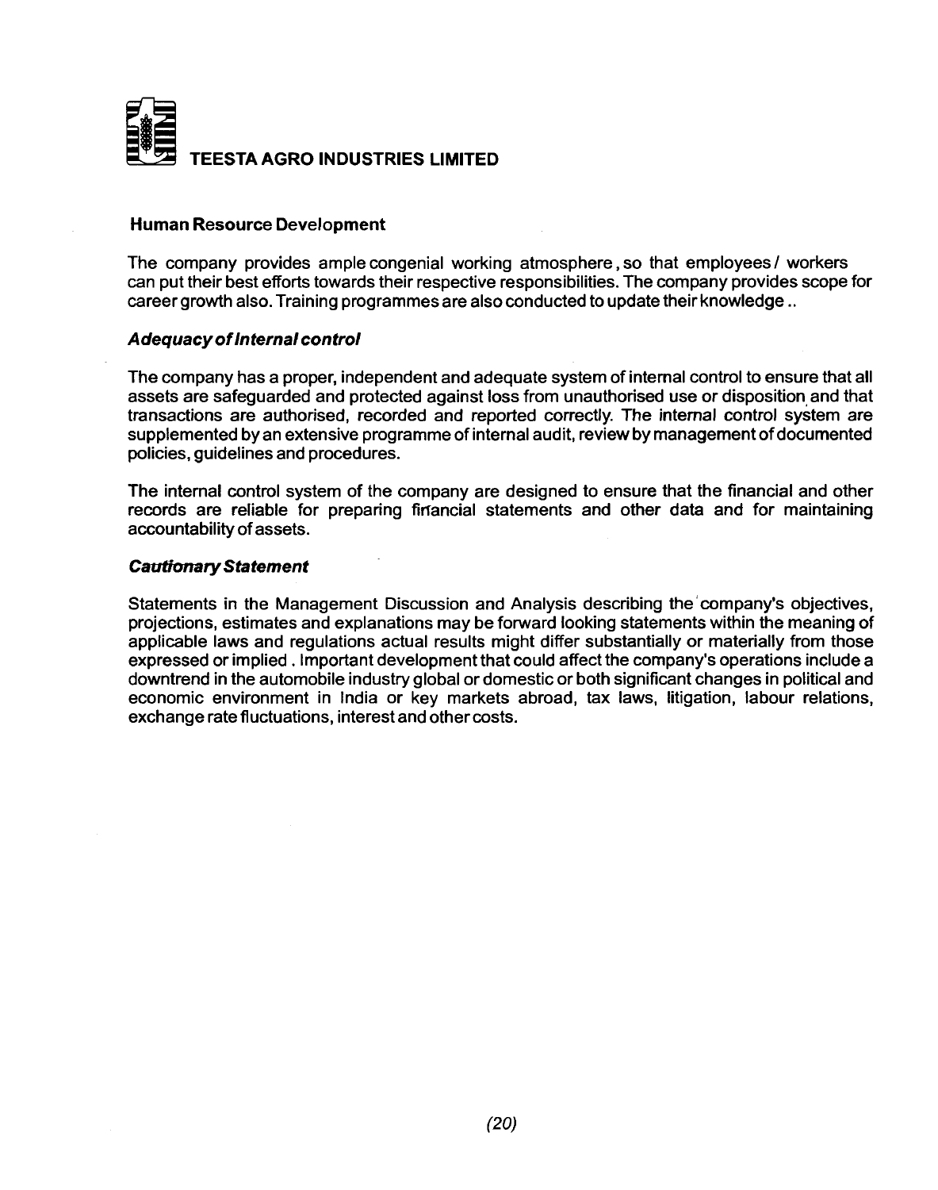## Human Resource Development

The company provides ample congenial working atmosphere, so that employees / workers can put their best efforts towards their respective responsibilities. The company provides scope for career growth also. Training programmes are also conducted to update their knowledge ..

### *Adequacy of Internal control*

The company has a proper, independent and adequate system of internal control to ensure that all assets are safeguarded and protected against loss from unauthorised use or disposition and that transactions are authorised, recorded and reported correctly. The internal control system are supplemented by an extensive programme of internal audit, review by management of documented policies, guidelines and procedures.

The internal control system of the company are designed to ensure that the financial and other records are reliable for preparing financial statements and other data and for maintaining accountability of assets.

### *Cautionary Statement*

Statements in the Management Discussion and Analysis describing the company's objectives, projections, estimates and explanations may be forward looking statements within the meaning of applicable laws and regulations actual results might differ substantially or materially from those expressed or implied . Important development that could affect the company's operations include a downtrend in the automobile industry global or domestic or both significant changes in political and economic environment in India or key markets abroad, tax laws, litigation, labour relations, exchange rate fluctuations, interest and other costs.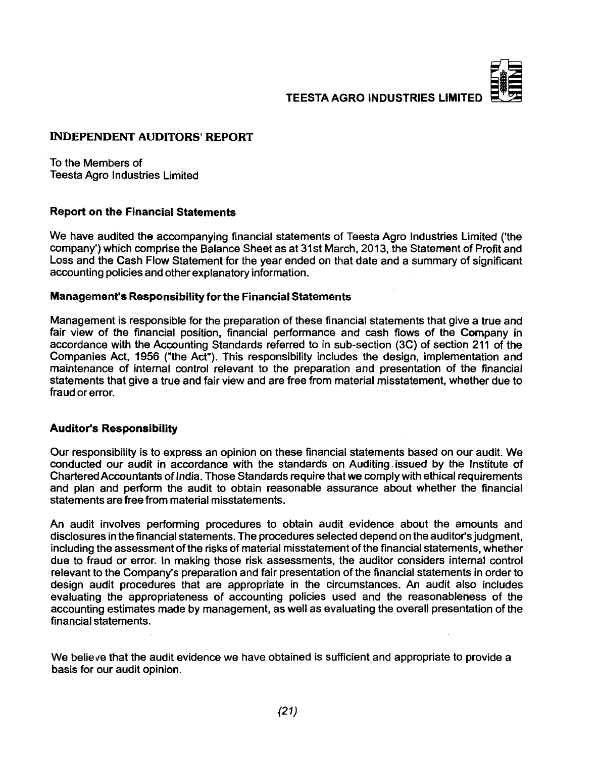## INDEPENDENT AUDITORS' REPORT

To the Members of
Teesta Agro Industries Limited

### Report on the Financial Statements

We have audited the accompanying financial statements of Teesta Agro Industries Limited ('the company') which comprise the Balance Sheet as at 31st March, 2013, the Statement of Profit and Loss and the Cash Flow Statement for the year ended on that date and a summary of significant accounting policies and other explanatory information.

### Management's Responsibility for the Financial Statements

Management is responsible for the preparation of these financial statements that give a true and fair view of the financial position, financial performance and cash flows of the Company in accordance with the Accounting Standards referred to in sub-section (3C) of section 211 of the Companies Act, 1956 ("the Act"). This responsibility includes the design, implementation and maintenance of internal control relevant to the preparation and presentation of the financial statements that give a true and fair view and are free from material misstatement, whether due to fraud or error.

### Auditor's Responsibility

Our responsibility is to express an opinion on these financial statements based on our audit. We conducted our audit in accordance with the standards on Auditing issued by the Institute of Chartered Accountants of India. Those Standards require that we comply with ethical requirements and plan and perform the audit to obtain reasonable assurance about whether the financial statements are free from material misstatements.

An audit involves performing procedures to obtain audit evidence about the amounts and disclosures in the financial statements. The procedures selected depend on the auditor's judgment, including the assessment of the risks of material misstatement of the financial statements, whether due to fraud or error. In making those risk assessments, the auditor considers internal control relevant to the Company's preparation and fair presentation of the financial statements in order to design audit procedures that are appropriate in the circumstances. An audit also includes evaluating the appropriateness of accounting policies used and the reasonableness of the accounting estimates made by management, as well as evaluating the overall presentation of the financial statements.

We believe that the audit evidence we have obtained is sufficient and appropriate to provide a basis for our audit opinion.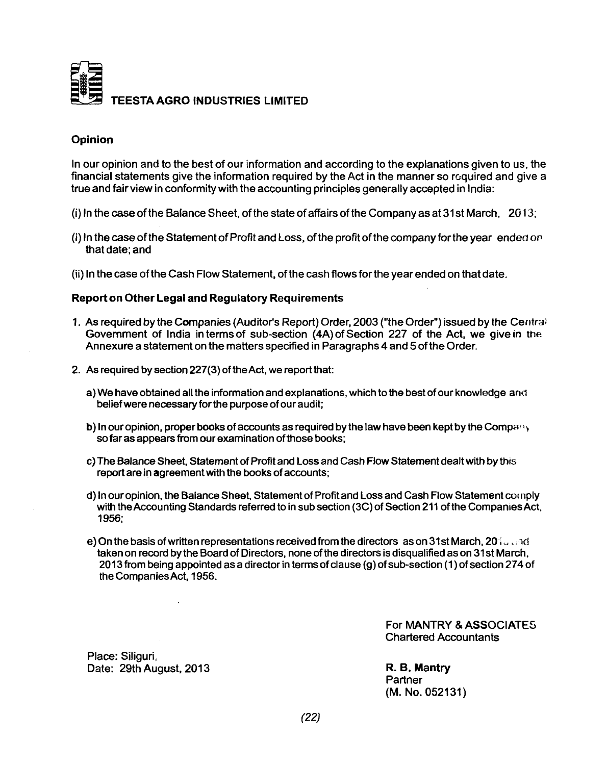**TEESTA AGRO INDUSTRIES LIMITED**

## Opinion

In our opinion and to the best of our information and according to the explanations given to us, the financial statements give the information required by the Act in the manner so required and give a true and fair view in conformity with the accounting principles generally accepted in India:

(i) In the case of the Balance Sheet, of the state of affairs of the Company as at 31st March, 2013;

(i) In the case of the Statement of Profit and Loss, of the profit of the company for the year ended on that date; and

(ii) In the case of the Cash Flow Statement, of the cash flows for the year ended on that date.

## Report on Other Legal and Regulatory Requirements

1. As required by the Companies (Auditor's Report) Order, 2003 ("the Order") issued by the Central Government of India in terms of sub-section (4A) of Section 227 of the Act, we give in the Annexure a statement on the matters specified in Paragraphs 4 and 5 of the Order.
2. As required by section 227(3) of the Act, we report that:

   a) We have obtained all the information and explanations, which to the best of our knowledge and belief were necessary for the purpose of our audit;

   b) In our opinion, proper books of accounts as required by the law have been kept by the Company so far as appears from our examination of those books;

   c) The Balance Sheet, Statement of Profit and Loss and Cash Flow Statement dealt with by this report are in agreement with the books of accounts;

   d) In our opinion, the Balance Sheet, Statement of Profit and Loss and Cash Flow Statement comply with the Accounting Standards referred to in sub section (3C) of Section 211 of the Companies Act, 1956;

   e) On the basis of written representations received from the directors as on 31st March, 2013 and taken on record by the Board of Directors, none of the directors is disqualified as on 31st March, 2013 from being appointed as a director in terms of clause (g) of sub-section (1) of section 274 of the Companies Act, 1956.

For MANTRY & ASSOCIATES
Chartered Accountants

Place: Siliguri,
Date: 29th August, 2013

**R. B. Mantry**
Partner
(M. No. 052131)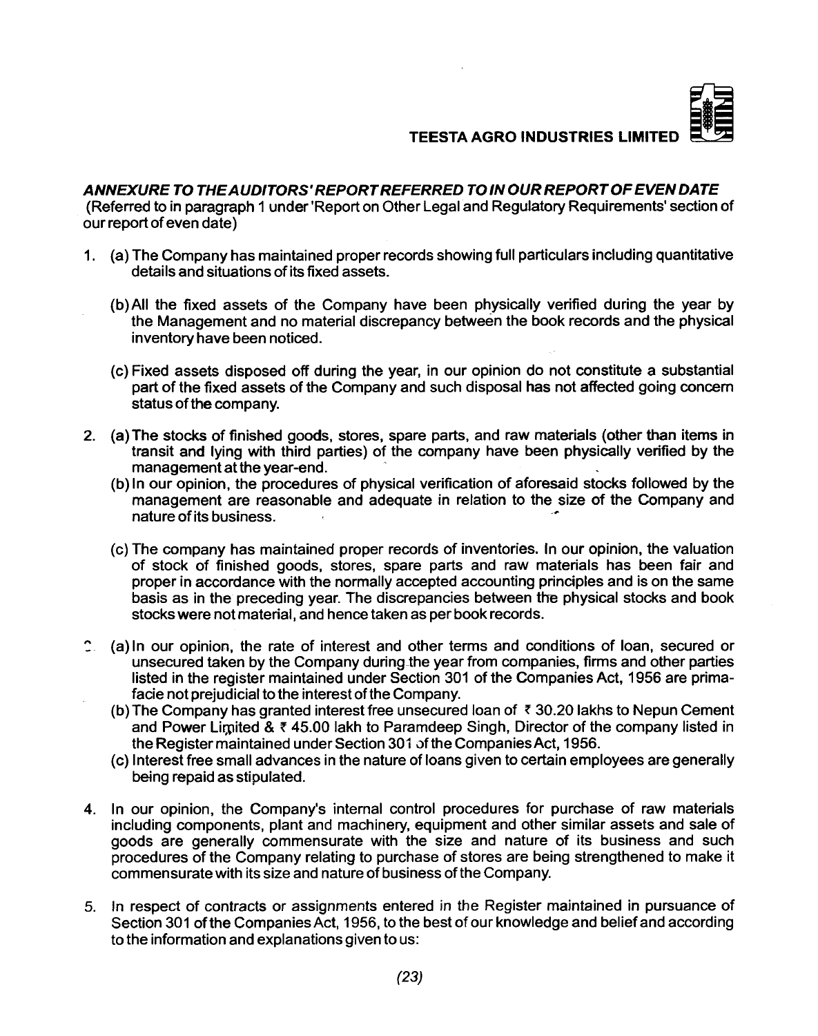## *ANNEXURE TO THE AUDITORS' REPORT REFERRED TO IN OUR REPORT OF EVEN DATE*

(Referred to in paragraph 1 under 'Report on Other Legal and Regulatory Requirements' section of our report of even date)

1. (a) The Company has maintained proper records showing full particulars including quantitative details and situations of its fixed assets.

   (b) All the fixed assets of the Company have been physically verified during the year by the Management and no material discrepancy between the book records and the physical inventory have been noticed.

   (c) Fixed assets disposed off during the year, in our opinion do not constitute a substantial part of the fixed assets of the Company and such disposal has not affected going concern status of the company.

2. (a) The stocks of finished goods, stores, spare parts, and raw materials (other than items in transit and lying with third parties) of the company have been physically verified by the management at the year-end.

   (b) In our opinion, the procedures of physical verification of aforesaid stocks followed by the management are reasonable and adequate in relation to the size of the Company and nature of its business.

   (c) The company has maintained proper records of inventories. In our opinion, the valuation of stock of finished goods, stores, spare parts and raw materials has been fair and proper in accordance with the normally accepted accounting principles and is on the same basis as in the preceding year. The discrepancies between the physical stocks and book stocks were not material, and hence taken as per book records.

3. (a) In our opinion, the rate of interest and other terms and conditions of loan, secured or unsecured taken by the Company during the year from companies, firms and other parties listed in the register maintained under Section 301 of the Companies Act, 1956 are prima-facie not prejudicial to the interest of the Company.

   (b) The Company has granted interest free unsecured loan of ₹ 30.20 lakhs to Nepun Cement and Power Limited & ₹ 45.00 lakh to Paramdeep Singh, Director of the company listed in the Register maintained under Section 301 of the Companies Act, 1956.

   (c) Interest free small advances in the nature of loans given to certain employees are generally being repaid as stipulated.

4. In our opinion, the Company's internal control procedures for purchase of raw materials including components, plant and machinery, equipment and other similar assets and sale of goods are generally commensurate with the size and nature of its business and such procedures of the Company relating to purchase of stores are being strengthened to make it commensurate with its size and nature of business of the Company.

5. In respect of contracts or assignments entered in the Register maintained in pursuance of Section 301 of the Companies Act, 1956, to the best of our knowledge and belief and according to the information and explanations given to us: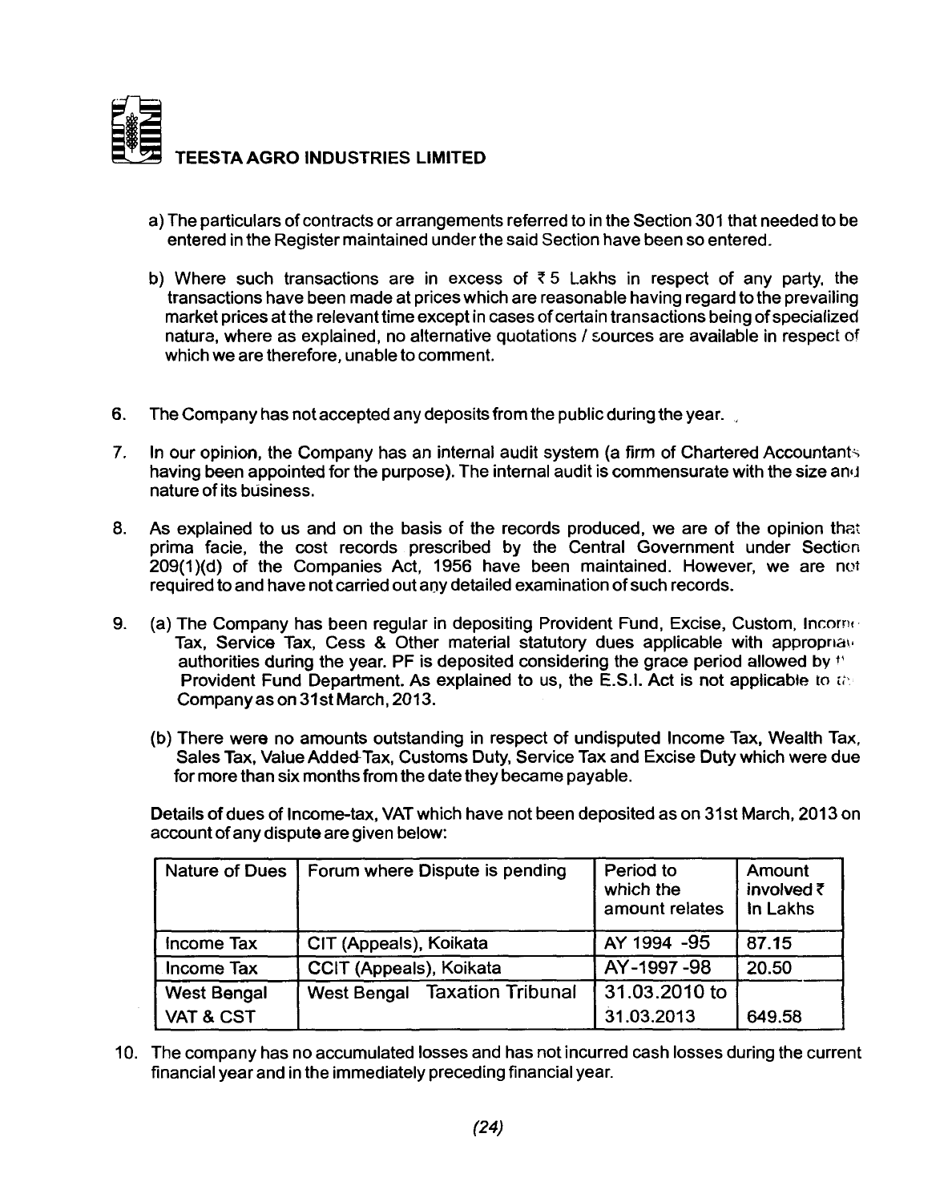a) The particulars of contracts or arrangements referred to in the Section 301 that needed to be entered in the Register maintained under the said Section have been so entered.

b) Where such transactions are in excess of ₹ 5 Lakhs in respect of any party, the transactions have been made at prices which are reasonable having regard to the prevailing market prices at the relevant time except in cases of certain transactions being of specialized natura, where as explained, no alternative quotations / sources are available in respect of which we are therefore, unable to comment.

6. The Company has not accepted any deposits from the public during the year.

7. In our opinion, the Company has an internal audit system (a firm of Chartered Accountants having been appointed for the purpose). The internal audit is commensurate with the size and nature of its business.

8. As explained to us and on the basis of the records produced, we are of the opinion that prima facie, the cost records prescribed by the Central Government under Section 209(1)(d) of the Companies Act, 1956 have been maintained. However, we are not required to and have not carried out any detailed examination of such records.

9. (a) The Company has been regular in depositing Provident Fund, Excise, Custom, Income Tax, Service Tax, Cess & Other material statutory dues applicable with appropriate authorities during the year. PF is deposited considering the grace period allowed by the Provident Fund Department. As explained to us, the E.S.I. Act is not applicable to the Company as on 31st March, 2013.

   (b) There were no amounts outstanding in respect of undisputed Income Tax, Wealth Tax, Sales Tax, Value Added Tax, Customs Duty, Service Tax and Excise Duty which were due for more than six months from the date they became payable.

   Details of dues of Income-tax, VAT which have not been deposited as on 31st March, 2013 on account of any dispute are given below:

| Nature of Dues | Forum where Dispute is pending | Period to which the amount relates | Amount involved ₹ In Lakhs |
|---|---|---|---|
| Income Tax | CIT (Appeals), Koikata | AY 1994 -95 | 87.15 |
| Income Tax | CCIT (Appeals), Koikata | AY-1997 -98 | 20.50 |
| West Bengal VAT & CST | West Bengal Taxation Tribunal | 31.03.2010 to 31.03.2013 | 649.58 |

10. The company has no accumulated losses and has not incurred cash losses during the current financial year and in the immediately preceding financial year.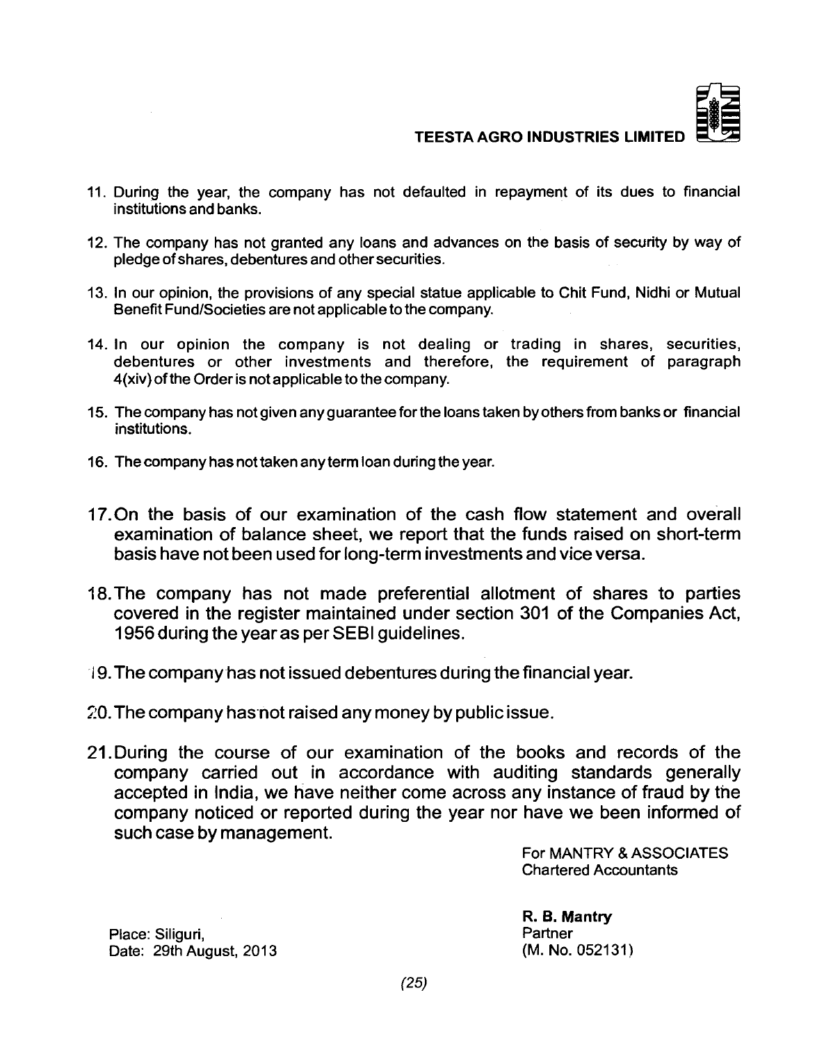11. During the year, the company has not defaulted in repayment of its dues to financial institutions and banks.

12. The company has not granted any loans and advances on the basis of security by way of pledge of shares, debentures and other securities.

13. In our opinion, the provisions of any special statue applicable to Chit Fund, Nidhi or Mutual Benefit Fund/Societies are not applicable to the company.

14. In our opinion the company is not dealing or trading in shares, securities, debentures or other investments and therefore, the requirement of paragraph 4(xiv) of the Order is not applicable to the company.

15. The company has not given any guarantee for the loans taken by others from banks or financial institutions.

16. The company has not taken any term loan during the year.

17. On the basis of our examination of the cash flow statement and overall examination of balance sheet, we report that the funds raised on short-term basis have not been used for long-term investments and vice versa.

18. The company has not made preferential allotment of shares to parties covered in the register maintained under section 301 of the Companies Act, 1956 during the year as per SEBI guidelines.

19. The company has not issued debentures during the financial year.

20. The company has not raised any money by public issue.

21. During the course of our examination of the books and records of the company carried out in accordance with auditing standards generally accepted in India, we have neither come across any instance of fraud by the company noticed or reported during the year nor have we been informed of such case by management.

For MANTRY & ASSOCIATES
Chartered Accountants

**R. B. Mantry**
Partner
(M. No. 052131)

Place: Siliguri,
Date: 29th August, 2013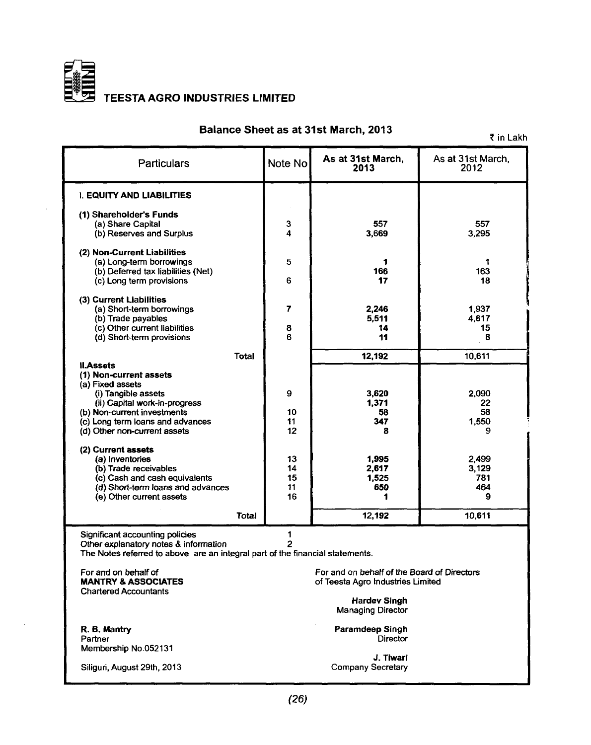# TEESTA AGRO INDUSTRIES LIMITED

## Balance Sheet as at 31st March, 2013

₹ in Lakh

| Particulars | Note No | As at 31st March, 2013 | As at 31st March, 2012 |
|---|---|---|---|
| **I. EQUITY AND LIABILITIES** | | | |
| **(1) Shareholder's Funds** | | | |
| (a) Share Capital | 3 | **557** | 557 |
| (b) Reserves and Surplus | 4 | **3,669** | 3,295 |
| **(2) Non-Current Liabilities** | | | |
| (a) Long-term borrowings | 5 | **1** | 1 |
| (b) Deferred tax liabilities (Net) | | **166** | 163 |
| (c) Long term provisions | 6 | **17** | 18 |
| **(3) Current Liabilities** | | | |
| (a) Short-term borrowings | 7 | **2,246** | 1,937 |
| (b) Trade payables | | **5,511** | 4,617 |
| (c) Other current liabilities | 8 | **14** | 15 |
| (d) Short-term provisions | 6 | **11** | 8 |
| Total | | **12,192** | 10,611 |
| **II.Assets** | | | |
| **(1) Non-current assets** | | | |
| (a) Fixed assets | | | |
| (i) Tangible assets | 9 | **3,620** | 2,090 |
| (ii) Capital work-in-progress | | **1,371** | 22 |
| (b) Non-current investments | 10 | **58** | 58 |
| (c) Long term loans and advances | 11 | **347** | 1,550 |
| (d) Other non-current assets | 12 | **8** | 9 |
| **(2) Current assets** | | | |
| (a) Inventories | 13 | **1,995** | 2,499 |
| (b) Trade receivables | 14 | **2,617** | 3,129 |
| (c) Cash and cash equivalents | 15 | **1,525** | 781 |
| (d) Short-term loans and advances | 11 | **650** | 464 |
| (e) Other current assets | 16 | **1** | 9 |
| **Total** | | **12,192** | **10,611** |

Significant accounting policies — 1
Other explanatory notes & information — 2
The Notes referred to above are an integral part of the financial statements.

For and on behalf of
**MANTRY & ASSOCIATES**
Chartered Accountants

**R. B. Mantry**
Partner
Membership No.052131

Siliguri, August 29th, 2013

For and on behalf of the Board of Directors
of Teesta Agro Industries Limited

**Hardev Singh**
Managing Director

**Paramdeep Singh**
Director

**J. Tiwari**
Company Secretary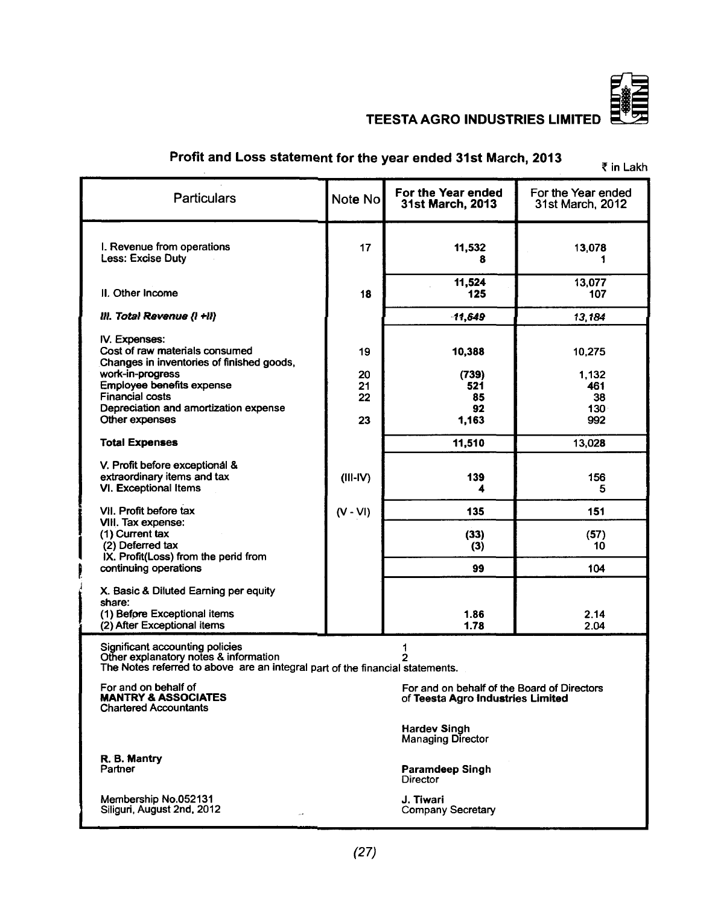# TEESTA AGRO INDUSTRIES LIMITED

## Profit and Loss statement for the year ended 31st March, 2013

₹ in Lakh

| Particulars | Note No | For the Year ended 31st March, 2013 | For the Year ended 31st March, 2012 |
|---|---|---|---|
| I. Revenue from operations | 17 | 11,532 | 13,078 |
| Less: Excise Duty | | 8 | 1 |
| | | 11,524 | 13,077 |
| II. Other Income | 18 | 125 | 107 |
| ***III. Total Revenue (I +II)*** | | *11,649* | *13,184* |
| IV. Expenses: | | | |
| Cost of raw materials consumed | 19 | 10,388 | 10,275 |
| Changes in inventories of finished goods, work-in-progress | 20 | (739) | 1,132 |
| Employee benefits expense | 21 | 521 | 461 |
| Financial costs | 22 | 85 | 38 |
| Depreciation and amortization expense | | 92 | 130 |
| Other expenses | 23 | 1,163 | 992 |
| **Total Expenses** | | 11,510 | 13,028 |
| V. Profit before exceptional & extraordinary items and tax | (III-IV) | 139 | 156 |
| VI. Exceptional Items | | 4 | 5 |
| VII. Profit before tax | (V - VI) | 135 | 151 |
| VIII. Tax expense: | | | |
| (1) Current tax | | (33) | (57) |
| (2) Deferred tax | | (3) | 10 |
| IX. Profit(Loss) from the perid from continuing operations | | 99 | 104 |
| X. Basic & Diluted Earning per equity share: | | | |
| (1) Before Exceptional items | | 1.86 | 2.14 |
| (2) After Exceptional items | | 1.78 | 2.04 |

Significant accounting policies — 1
Other explanatory notes & information — 2
The Notes referred to above are an integral part of the financial statements.

For and on behalf of
**MANTRY & ASSOCIATES**
Chartered Accountants

**R. B. Mantry**
Partner

Membership No.052131
Siliguri, August 2nd, 2012

For and on behalf of the Board of Directors
of **Teesta Agro Industries Limited**

**Hardev Singh**
Managing Director

**Paramdeep Singh**
Director

**J. Tiwari**
Company Secretary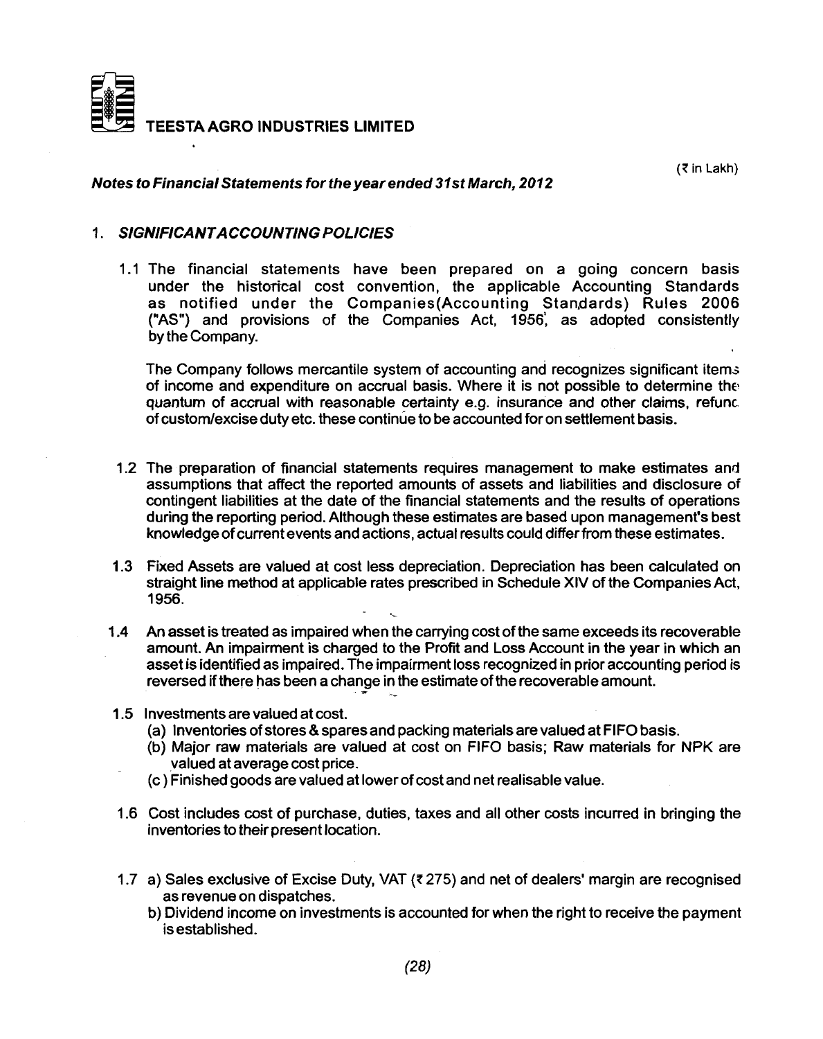**TEESTA AGRO INDUSTRIES LIMITED**

(₹ in Lakh)

***Notes to Financial Statements for the year ended 31st March, 2012***

## 1. *SIGNIFICANT ACCOUNTING POLICIES*

1.1 The financial statements have been prepared on a going concern basis under the historical cost convention, the applicable Accounting Standards as notified under the Companies(Accounting Standards) Rules 2006 ("AS") and provisions of the Companies Act, 1956, as adopted consistently by the Company.

The Company follows mercantile system of accounting and recognizes significant items of income and expenditure on accrual basis. Where it is not possible to determine the quantum of accrual with reasonable certainty e.g. insurance and other claims, refund of custom/excise duty etc. these continue to be accounted for on settlement basis.

1.2 The preparation of financial statements requires management to make estimates and assumptions that affect the reported amounts of assets and liabilities and disclosure of contingent liabilities at the date of the financial statements and the results of operations during the reporting period. Although these estimates are based upon management's best knowledge of current events and actions, actual results could differ from these estimates.

1.3 Fixed Assets are valued at cost less depreciation. Depreciation has been calculated on straight line method at applicable rates prescribed in Schedule XIV of the Companies Act, 1956.

1.4 An asset is treated as impaired when the carrying cost of the same exceeds its recoverable amount. An impairment is charged to the Profit and Loss Account in the year in which an asset is identified as impaired. The impairment loss recognized in prior accounting period is reversed if there has been a change in the estimate of the recoverable amount.

1.5 Investments are valued at cost.

(a) Inventories of stores & spares and packing materials are valued at FIFO basis.

(b) Major raw materials are valued at cost on FIFO basis; Raw materials for NPK are valued at average cost price.

(c) Finished goods are valued at lower of cost and net realisable value.

1.6 Cost includes cost of purchase, duties, taxes and all other costs incurred in bringing the inventories to their present location.

1.7 a) Sales exclusive of Excise Duty, VAT (₹ 275) and net of dealers' margin are recognised as revenue on dispatches.

b) Dividend income on investments is accounted for when the right to receive the payment is established.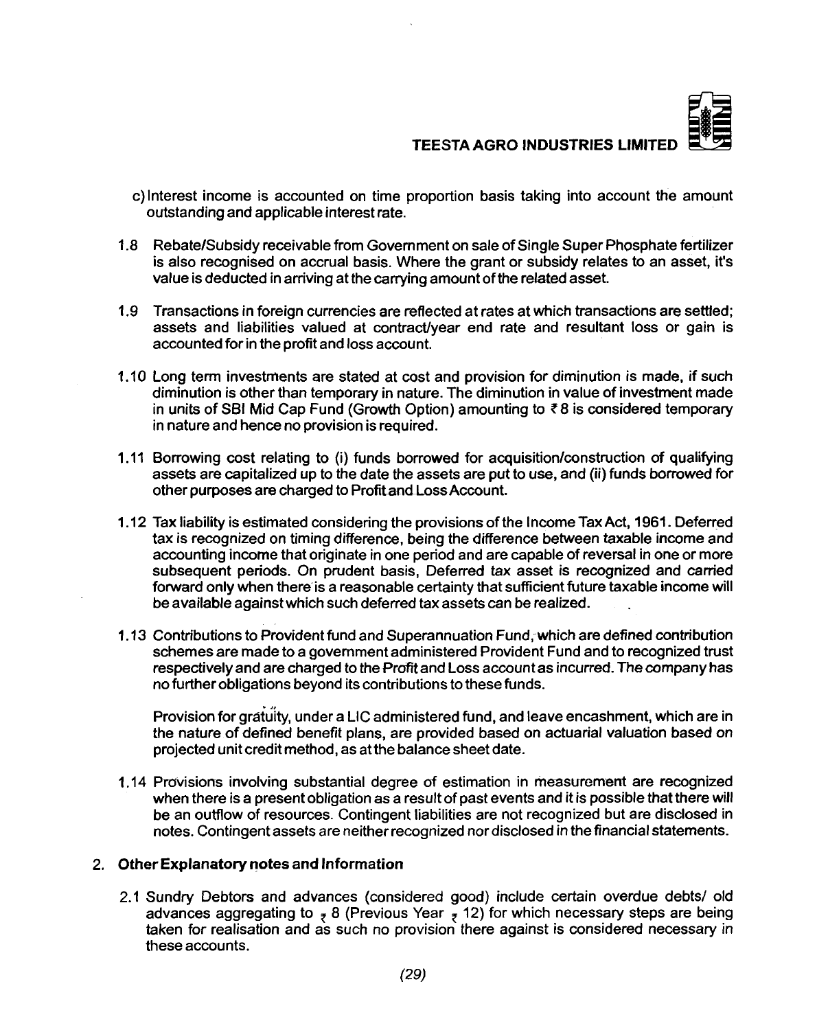c) Interest income is accounted on time proportion basis taking into account the amount outstanding and applicable interest rate.

1.8 Rebate/Subsidy receivable from Government on sale of Single Super Phosphate fertilizer is also recognised on accrual basis. Where the grant or subsidy relates to an asset, it's value is deducted in arriving at the carrying amount of the related asset.

1.9 Transactions in foreign currencies are reflected at rates at which transactions are settled; assets and liabilities valued at contract/year end rate and resultant loss or gain is accounted for in the profit and loss account.

1.10 Long term investments are stated at cost and provision for diminution is made, if such diminution is other than temporary in nature. The diminution in value of investment made in units of SBI Mid Cap Fund (Growth Option) amounting to ₹ 8 is considered temporary in nature and hence no provision is required.

1.11 Borrowing cost relating to (i) funds borrowed for acquisition/construction of qualifying assets are capitalized up to the date the assets are put to use, and (ii) funds borrowed for other purposes are charged to Profit and Loss Account.

1.12 Tax liability is estimated considering the provisions of the Income Tax Act, 1961. Deferred tax is recognized on timing difference, being the difference between taxable income and accounting income that originate in one period and are capable of reversal in one or more subsequent periods. On prudent basis, Deferred tax asset is recognized and carried forward only when there is a reasonable certainty that sufficient future taxable income will be available against which such deferred tax assets can be realized.

1.13 Contributions to Provident fund and Superannuation Fund, which are defined contribution schemes are made to a government administered Provident Fund and to recognized trust respectively and are charged to the Profit and Loss account as incurred. The company has no further obligations beyond its contributions to these funds.

Provision for gratuity, under a LIC administered fund, and leave encashment, which are in the nature of defined benefit plans, are provided based on actuarial valuation based on projected unit credit method, as at the balance sheet date.

1.14 Provisions involving substantial degree of estimation in measurement are recognized when there is a present obligation as a result of past events and it is possible that there will be an outflow of resources. Contingent liabilities are not recognized but are disclosed in notes. Contingent assets are neither recognized nor disclosed in the financial statements.

## 2. Other Explanatory notes and Information

2.1 Sundry Debtors and advances (considered good) include certain overdue debts/ old advances aggregating to ₹ 8 (Previous Year ₹ 12) for which necessary steps are being taken for realisation and as such no provision there against is considered necessary in these accounts.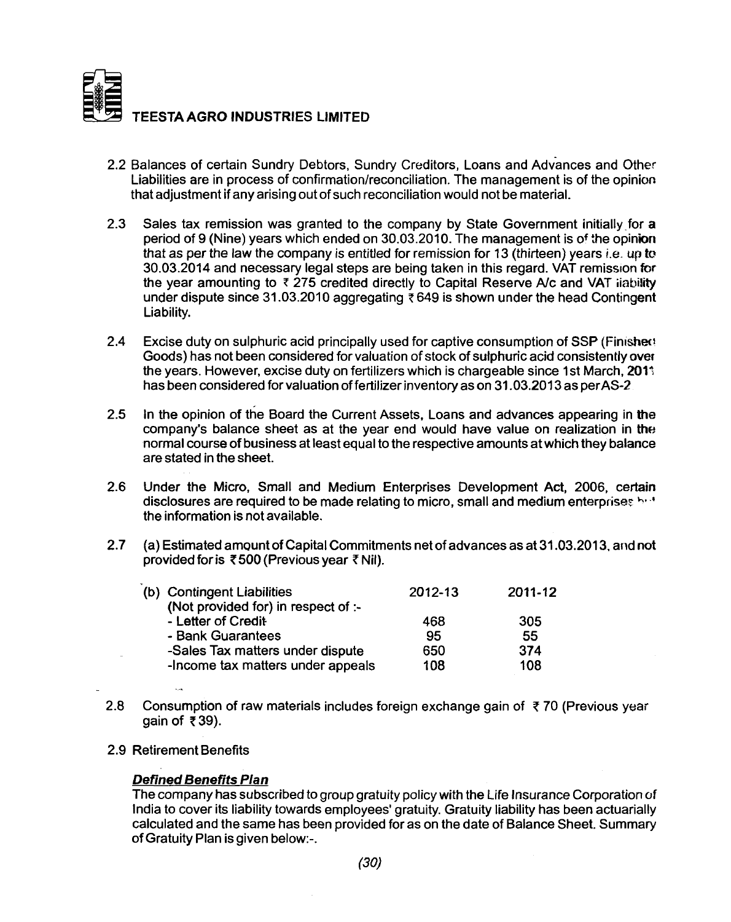2.2 Balances of certain Sundry Debtors, Sundry Creditors, Loans and Advances and Other Liabilities are in process of confirmation/reconciliation. The management is of the opinion that adjustment if any arising out of such reconciliation would not be material.

2.3 Sales tax remission was granted to the company by State Government initially for a period of 9 (Nine) years which ended on 30.03.2010. The management is of the opinion that as per the law the company is entitled for remission for 13 (thirteen) years i.e. up to 30.03.2014 and necessary legal steps are being taken in this regard. VAT remission for the year amounting to ₹ 275 credited directly to Capital Reserve A/c and VAT liability under dispute since 31.03.2010 aggregating ₹ 649 is shown under the head Contingent Liability.

2.4 Excise duty on sulphuric acid principally used for captive consumption of SSP (Finished Goods) has not been considered for valuation of stock of sulphuric acid consistently over the years. However, excise duty on fertilizers which is chargeable since 1st March, 2011 has been considered for valuation of fertilizer inventory as on 31.03.2013 as per AS-2

2.5 In the opinion of the Board the Current Assets, Loans and advances appearing in the company's balance sheet as at the year end would have value on realization in the normal course of business at least equal to the respective amounts at which they balance are stated in the sheet.

2.6 Under the Micro, Small and Medium Enterprises Development Act, 2006, certain disclosures are required to be made relating to micro, small and medium enterprises but the information is not available.

2.7 (a) Estimated amount of Capital Commitments net of advances as at 31.03.2013, and not provided for is ₹ 500 (Previous year ₹ Nil).

| (b) Contingent Liabilities (Not provided for) in respect of :- | 2012-13 | 2011-12 |
|---|---|---|
| - Letter of Credit | 468 | 305 |
| - Bank Guarantees | 95 | 55 |
| -Sales Tax matters under dispute | 650 | 374 |
| -Income tax matters under appeals | 108 | 108 |

2.8 Consumption of raw materials includes foreign exchange gain of ₹ 70 (Previous year gain of ₹ 39).

2.9 Retirement Benefits

***Defined Benefits Plan***

The company has subscribed to group gratuity policy with the Life Insurance Corporation of India to cover its liability towards employees' gratuity. Gratuity liability has been actuarially calculated and the same has been provided for as on the date of Balance Sheet. Summary of Gratuity Plan is given below:-.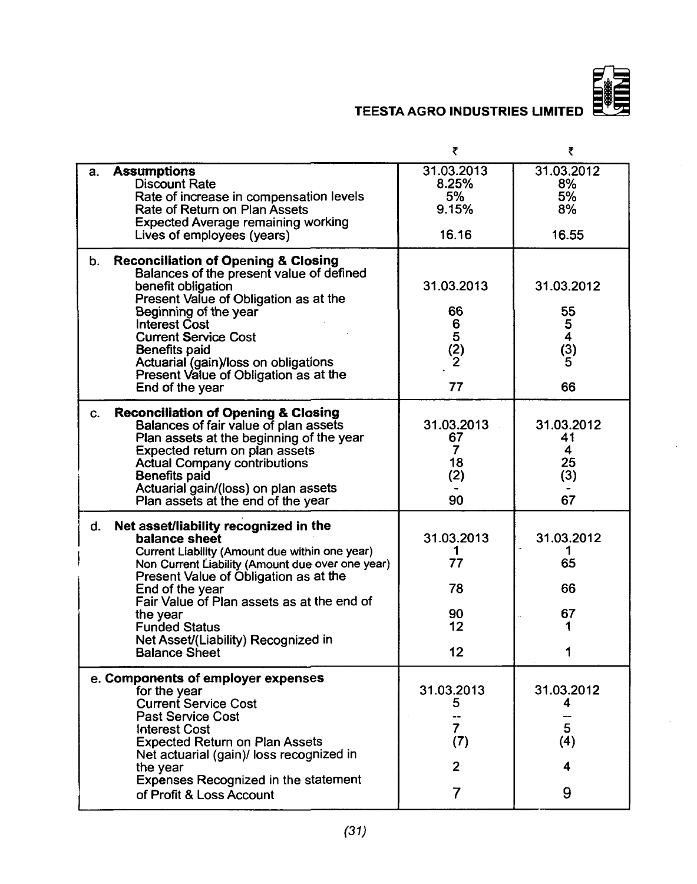| | ₹ | ₹ |
|---|---|---|
| a. **Assumptions** | 31.03.2013 | 31.03.2012 |
| Discount Rate | 8.25% | 8% |
| Rate of increase in compensation levels | 5% | 5% |
| Rate of Return on Plan Assets | 9.15% | 8% |
| Expected Average remaining working Lives of employees (years) | 16.16 | 16.55 |
| b. **Reconciliation of Opening & Closing** Balances of the present value of defined benefit obligation | 31.03.2013 | 31.03.2012 |
| Present Value of Obligation as at the Beginning of the year | 66 | 55 |
| Interest Cost | 6 | 5 |
| Current Service Cost | 5 | 4 |
| Benefits paid | (2) | (3) |
| Actuarial (gain)/loss on obligations | 2 | 5 |
| Present Value of Obligation as at the End of the year | 77 | 66 |
| c. **Reconciliation of Opening & Closing** Balances of fair value of plan assets | 31.03.2013 | 31.03.2012 |
| Plan assets at the beginning of the year | 67 | 41 |
| Expected return on plan assets | 7 | 4 |
| Actual Company contributions | 18 | 25 |
| Benefits paid | (2) | (3) |
| Actuarial gain/(loss) on plan assets | - | - |
| Plan assets at the end of the year | 90 | 67 |
| d. **Net asset/liability recognized in the balance sheet** | 31.03.2013 | 31.03.2012 |
| Current Liability (Amount due within one year) | 1 | 1 |
| Non Current Liability (Amount due over one year) | 77 | 65 |
| Present Value of Obligation as at the End of the year | 78 | 66 |
| Fair Value of Plan assets as at the end of the year | 90 | 67 |
| Funded Status | 12 | 1 |
| Net Asset/(Liability) Recognized in Balance Sheet | 12 | 1 |
| e. **Components of employer expenses for the year** | 31.03.2013 | 31.03.2012 |
| Current Service Cost | 5 | 4 |
| Past Service Cost | -- | -- |
| Interest Cost | 7 | 5 |
| Expected Return on Plan Assets | (7) | (4) |
| Net actuarial (gain)/ loss recognized in the year | 2 | 4 |
| Expenses Recognized in the statement of Profit & Loss Account | 7 | 9 |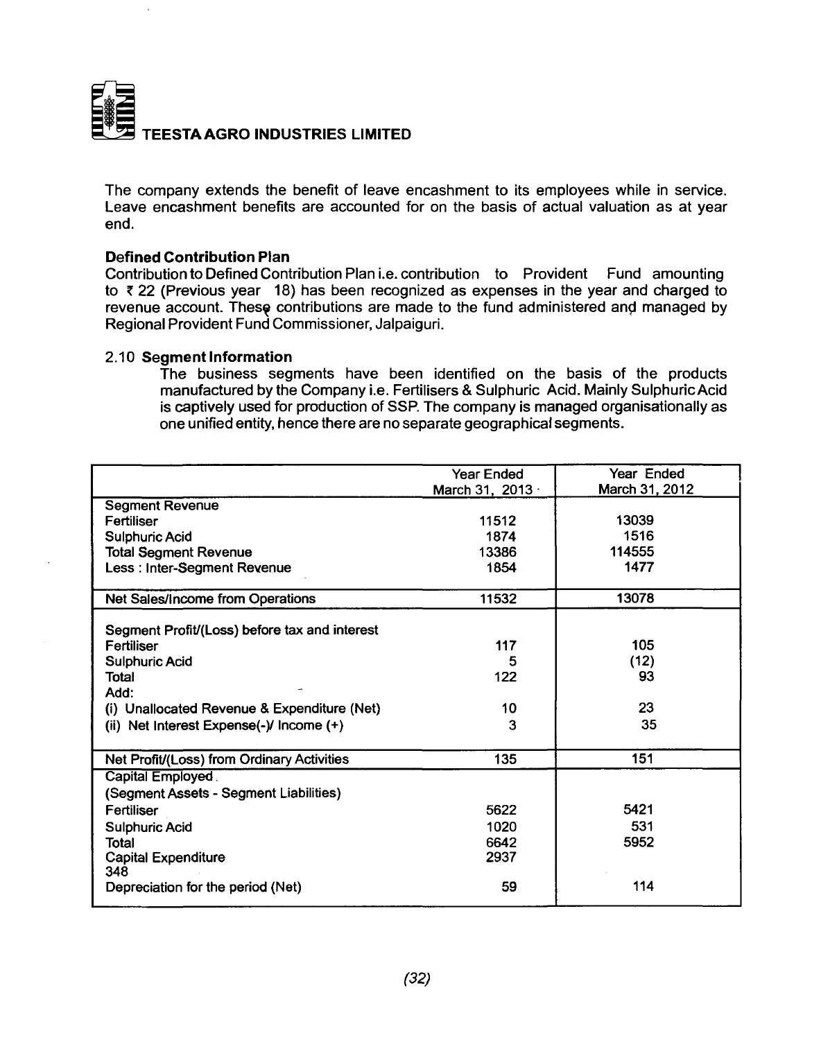The company extends the benefit of leave encashment to its employees while in service. Leave encashment benefits are accounted for on the basis of actual valuation as at year end.

**Defined Contribution Plan**

Contribution to Defined Contribution Plan i.e. contribution to Provident Fund amounting to ₹ 22 (Previous year 18) has been recognized as expenses in the year and charged to revenue account. These contributions are made to the fund administered and managed by Regional Provident Fund Commissioner, Jalpaiguri.

2.10 **Segment Information**

The business segments have been identified on the basis of the products manufactured by the Company i.e. Fertilisers & Sulphuric Acid. Mainly Sulphuric Acid is captively used for production of SSP. The company is managed organisationally as one unified entity, hence there are no separate geographical segments.

| | Year Ended March 31, 2013 | Year Ended March 31, 2012 |
|---|---|---|
| Segment Revenue | | |
| Fertiliser | 11512 | 13039 |
| Sulphuric Acid | 1874 | 1516 |
| Total Segment Revenue | 13386 | 114555 |
| Less : Inter-Segment Revenue | 1854 | 1477 |
| Net Sales/Income from Operations | 11532 | 13078 |
| Segment Profit/(Loss) before tax and interest | | |
| Fertiliser | 117 | 105 |
| Sulphuric Acid | 5 | (12) |
| Total | 122 | 93 |
| Add: | | |
| (i) Unallocated Revenue & Expenditure (Net) | 10 | 23 |
| (ii) Net Interest Expense(-)/ Income (+) | 3 | 35 |
| Net Profit/(Loss) from Ordinary Activities | 135 | 151 |
| Capital Employed | | |
| (Segment Assets - Segment Liabilities) | | |
| Fertiliser | 5622 | 5421 |
| Sulphuric Acid | 1020 | 531 |
| Total | 6642 | 5952 |
| Capital Expenditure 348 | 2937 | |
| Depreciation for the period (Net) | 59 | 114 |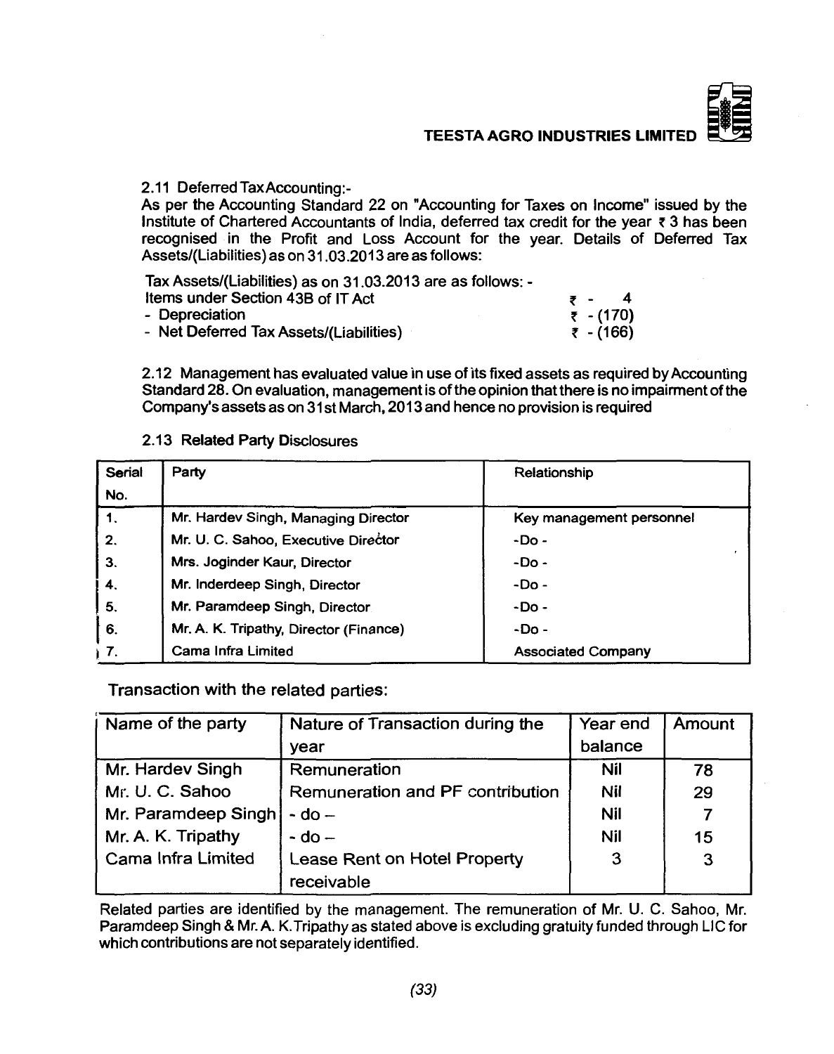2.11 Deferred Tax Accounting:-

As per the Accounting Standard 22 on "Accounting for Taxes on Income" issued by the Institute of Chartered Accountants of India, deferred tax credit for the year ₹ 3 has been recognised in the Profit and Loss Account for the year. Details of Deferred Tax Assets/(Liabilities) as on 31.03.2013 are as follows:

Tax Assets/(Liabilities) as on 31.03.2013 are as follows: -

| | |
|---|---|
| Items under Section 43B of IT Act | ₹ - 4 |
| - Depreciation | ₹ - (170) |
| - Net Deferred Tax Assets/(Liabilities) | ₹ - (166) |

2.12 Management has evaluated value in use of its fixed assets as required by Accounting Standard 28. On evaluation, management is of the opinion that there is no impairment of the Company's assets as on 31st March, 2013 and hence no provision is required

2.13 **Related Party Disclosures**

| Serial No. | Party | Relationship |
|---|---|---|
| 1. | Mr. Hardev Singh, Managing Director | Key management personnel |
| 2. | Mr. U. C. Sahoo, Executive Director | -Do - |
| 3. | Mrs. Joginder Kaur, Director | -Do - |
| 4. | Mr. Inderdeep Singh, Director | -Do - |
| 5. | Mr. Paramdeep Singh, Director | -Do - |
| 6. | Mr. A. K. Tripathy, Director (Finance) | -Do - |
| 7. | Cama Infra Limited | Associated Company |

Transaction with the related parties:

| Name of the party | Nature of Transaction during the year | Year end balance | Amount |
|---|---|---|---|
| Mr. Hardev Singh | Remuneration | Nil | 78 |
| Mr. U. C. Sahoo | Remuneration and PF contribution | Nil | 29 |
| Mr. Paramdeep Singh | - do – | Nil | 7 |
| Mr. A. K. Tripathy | - do – | Nil | 15 |
| Cama Infra Limited | Lease Rent on Hotel Property receivable | 3 | 3 |

Related parties are identified by the management. The remuneration of Mr. U. C. Sahoo, Mr. Paramdeep Singh & Mr. A. K.Tripathy as stated above is excluding gratuity funded through LIC for which contributions are not separately identified.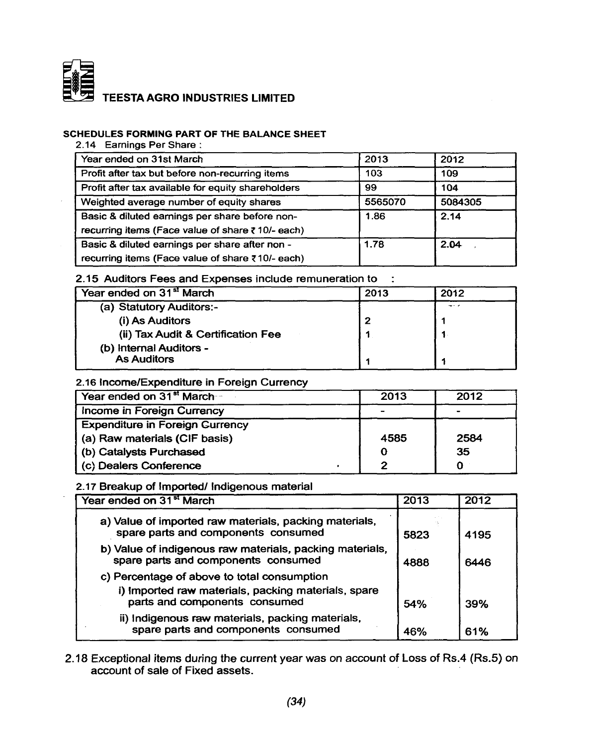TEESTA AGRO INDUSTRIES LIMITED

## SCHEDULES FORMING PART OF THE BALANCE SHEET

2.14 Earnings Per Share :

| Year ended on 31st March | 2013 | 2012 |
|---|---|---|
| Profit after tax but before non-recurring items | 103 | 109 |
| Profit after tax available for equity shareholders | 99 | 104 |
| Weighted average number of equity shares | 5565070 | 5084305 |
| Basic & diluted earnings per share before non-recurring items (Face value of share ₹ 10/- each) | 1.86 | 2.14 |
| Basic & diluted earnings per share after non - recurring items (Face value of share ₹ 10/- each) | 1.78 | 2.04 |

**2.15 Auditors Fees and Expenses include remuneration to :**

| Year ended on 31st March | 2013 | 2012 |
|---|---|---|
| (a) Statutory Auditors:- | | |
| (i) As Auditors | 2 | 1 |
| (ii) Tax Audit & Certification Fee | 1 | 1 |
| (b) Internal Auditors - As Auditors | 1 | 1 |

**2.16 Income/Expenditure in Foreign Currency**

| Year ended on 31st March | 2013 | 2012 |
|---|---|---|
| Income in Foreign Currency | - | - |
| Expenditure in Foreign Currency | | |
| (a) Raw materials (CIF basis) | 4585 | 2584 |
| (b) Catalysts Purchased | 0 | 35 |
| (c) Dealers Conference | 2 | 0 |

**2.17 Breakup of Imported/ Indigenous material**

| Year ended on 31st March | 2013 | 2012 |
|---|---|---|
| a) Value of imported raw materials, packing materials, spare parts and components consumed | 5823 | 4195 |
| b) Value of indigenous raw materials, packing materials, spare parts and components consumed | 4888 | 6446 |
| c) Percentage of above to total consumption | | |
| i) Imported raw materials, packing materials, spare parts and components consumed | 54% | 39% |
| ii) Indigenous raw materials, packing materials, spare parts and components consumed | 46% | 61% |

2.18 Exceptional items during the current year was on account of Loss of Rs.4 (Rs.5) on account of sale of Fixed assets.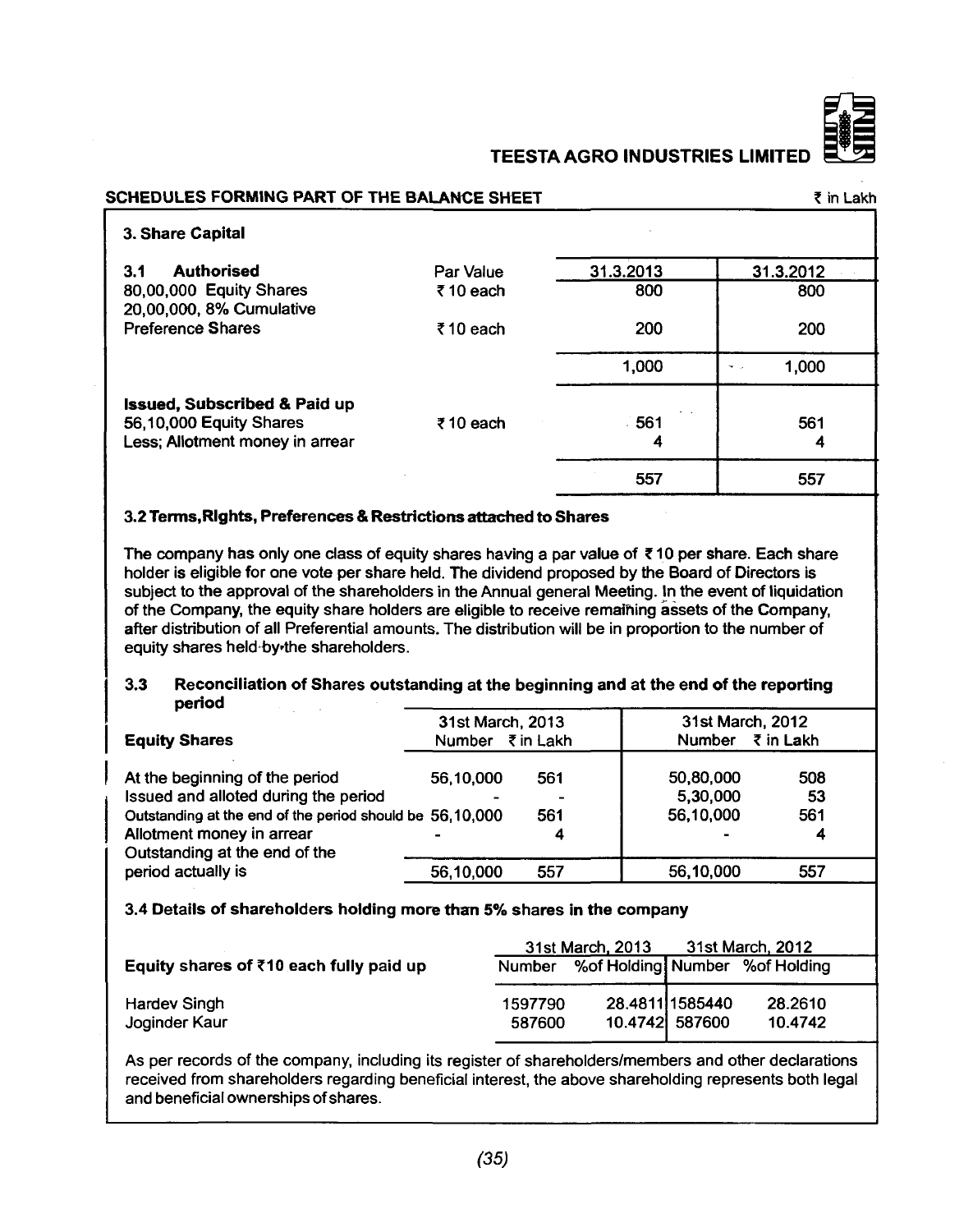**SCHEDULES FORMING PART OF THE BALANCE SHEET** ₹ in Lakh

### 3. Share Capital

| **3.1 Authorised** | Par Value | 31.3.2013 | 31.3.2012 |
|---|---|---|---|
| 80,00,000 Equity Shares | ₹ 10 each | 800 | 800 |
| 20,00,000, 8% Cumulative Preference Shares | ₹ 10 each | 200 | 200 |
| | | 1,000 | 1,000 |
| **Issued, Subscribed & Paid up** | | | |
| 56,10,000 Equity Shares | ₹ 10 each | 561 | 561 |
| Less; Allotment money in arrear | | 4 | 4 |
| | | 557 | 557 |

**3.2 Terms, Rights, Preferences & Restrictions attached to Shares**

The company has only one class of equity shares having a par value of ₹ 10 per share. Each share holder is eligible for one vote per share held. The dividend proposed by the Board of Directors is subject to the approval of the shareholders in the Annual general Meeting. In the event of liquidation of the Company, the equity share holders are eligible to receive remaining assets of the Company, after distribution of all Preferential amounts. The distribution will be in proportion to the number of equity shares held by the shareholders.

**3.3 Reconciliation of Shares outstanding at the beginning and at the end of the reporting period**

| Equity Shares | 31st March, 2013 Number | ₹ in Lakh | 31st March, 2012 Number | ₹ in Lakh |
|---|---|---|---|---|
| At the beginning of the period | 56,10,000 | 561 | 50,80,000 | 508 |
| Issued and alloted during the period | - | - | 5,30,000 | 53 |
| Outstanding at the end of the period should be | 56,10,000 | 561 | 56,10,000 | 561 |
| Allotment money in arrear | - | 4 | - | 4 |
| Outstanding at the end of the period actually is | 56,10,000 | 557 | 56,10,000 | 557 |

**3.4 Details of shareholders holding more than 5% shares in the company**

| Equity shares of ₹10 each fully paid up | 31st March, 2013 Number | %of Holding | 31st March, 2012 Number | %of Holding |
|---|---|---|---|---|
| Hardev Singh | 1597790 | 28.4811 | 1585440 | 28.2610 |
| Joginder Kaur | 587600 | 10.4742 | 587600 | 10.4742 |

As per records of the company, including its register of shareholders/members and other declarations received from shareholders regarding beneficial interest, the above shareholding represents both legal and beneficial ownerships of shares.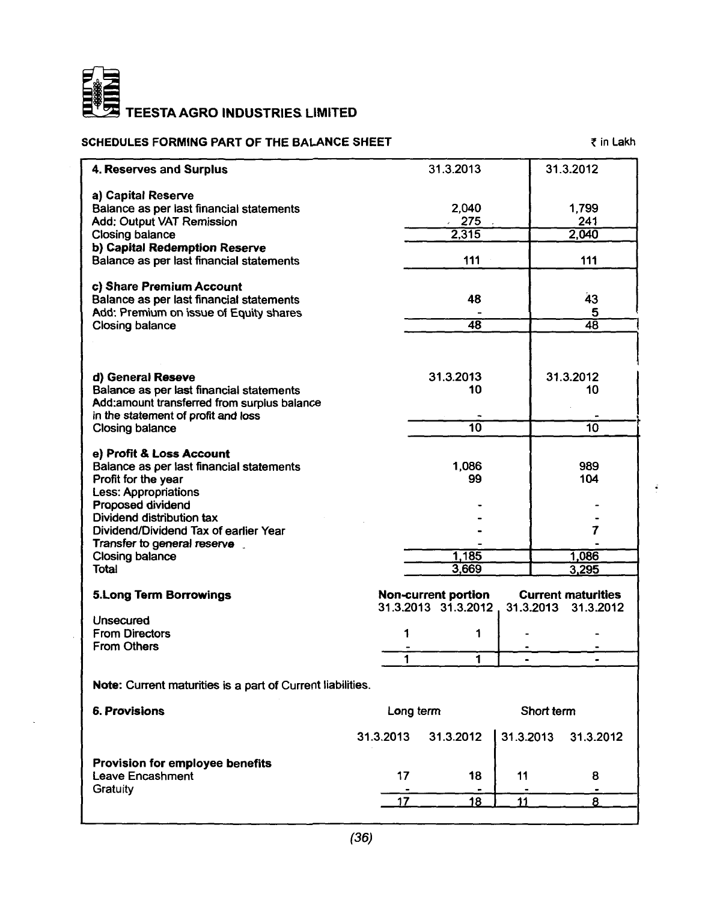# TEESTA AGRO INDUSTRIES LIMITED

## SCHEDULES FORMING PART OF THE BALANCE SHEET

₹ in Lakh

| 4. Reserves and Surplus | 31.3.2013 | 31.3.2012 |
|---|---|---|
| **a) Capital Reserve** | | |
| Balance as per last financial statements | 2,040 | 1,799 |
| Add: Output VAT Remission | 275 | 241 |
| Closing balance | 2,315 | 2,040 |
| **b) Capital Redemption Reserve** | | |
| Balance as per last financial statements | 111 | 111 |
| **c) Share Premium Account** | | |
| Balance as per last financial statements | 48 | 43 |
| Add: Premium on issue of Equity shares | - | 5 |
| Closing balance | 48 | 48 |
| **d) General Reseve** | 31.3.2013 | 31.3.2012 |
| Balance as per last financial statements | 10 | 10 |
| Add:amount transferred from surplus balance in the statement of profit and loss | - | - |
| Closing balance | 10 | 10 |
| **e) Profit & Loss Account** | | |
| Balance as per last financial statements | 1,086 | 989 |
| Profit for the year | 99 | 104 |
| Less: Appropriations | | |
| Proposed dividend | - | - |
| Dividend distribution tax | - | - |
| Dividend/Dividend Tax of earlier Year | - | 7 |
| Transfer to general reserve | - | - |
| Closing balance | 1,185 | 1,086 |
| Total | 3,669 | 3,295 |

| 5.Long Term Borrowings | Non-current portion | | Current maturities | |
|---|---|---|---|---|
| | 31.3.2013 | 31.3.2012 | 31.3.2013 | 31.3.2012 |
| Unsecured | | | | |
| From Directors | 1 | 1 | - | - |
| From Others | - | - | - | - |
| | 1 | 1 | - | - |

**Note:** Current maturities is a part of Current liabilities.

| 6. Provisions | Long term | | Short term | |
|---|---|---|---|---|
| | 31.3.2013 | 31.3.2012 | 31.3.2013 | 31.3.2012 |
| **Provision for employee benefits** | | | | |
| Leave Encashment | 17 | 18 | 11 | 8 |
| Gratuity | - | - | - | - |
| | 17 | 18 | 11 | 8 |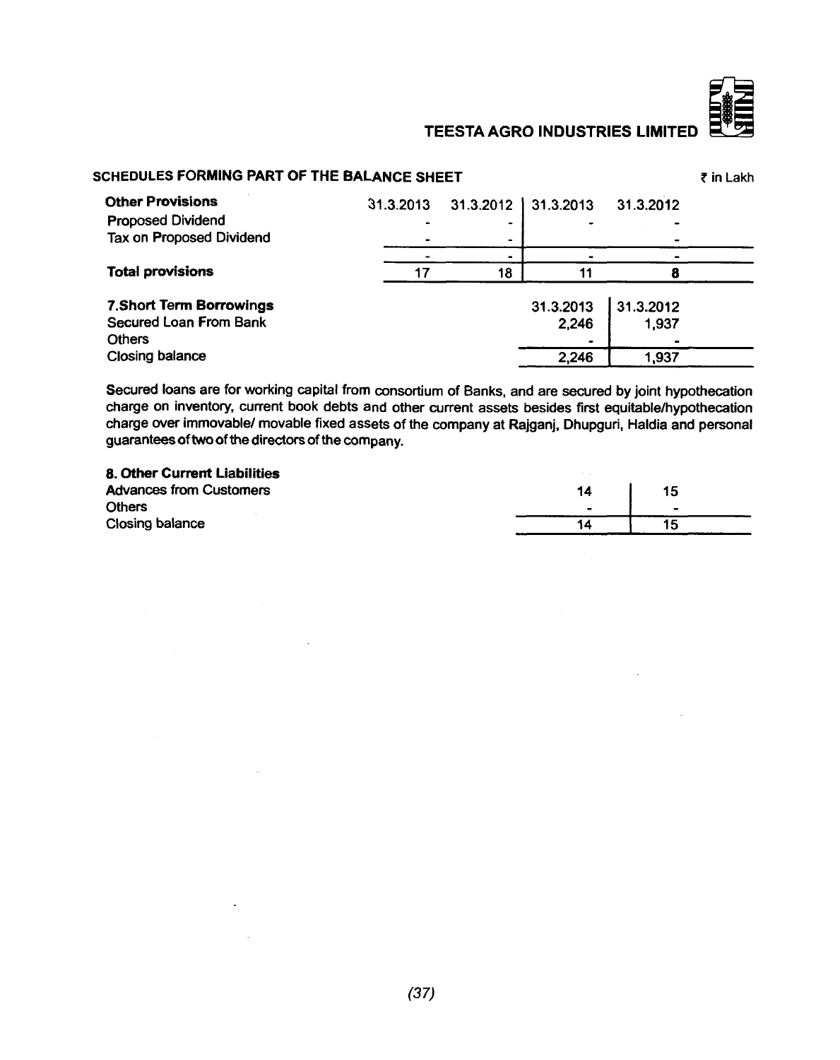## SCHEDULES FORMING PART OF THE BALANCE SHEET

₹ in Lakh

| **Other Provisions** | 31.3.2013 | 31.3.2012 | 31.3.2013 | 31.3.2012 |
|---|---|---|---|---|
| Proposed Dividend | - | - | - | - |
| Tax on Proposed Dividend | - | - | | - |
| | - | - | - | - |
| **Total provisions** | 17 | 18 | 11 | 8 |

| **7.Short Term Borrowings** | 31.3.2013 | 31.3.2012 |
|---|---|---|
| Secured Loan From Bank | 2,246 | 1,937 |
| Others | - | - |
| Closing balance | 2,246 | 1,937 |

Secured loans are for working capital from consortium of Banks, and are secured by joint hypothecation charge on inventory, current book debts and other current assets besides first equitable/hypothecation charge over immovable/ movable fixed assets of the company at Rajganj, Dhupguri, Haldia and personal guarantees of two of the directors of the company.

| **8. Other Current Liabilities** | | |
|---|---|---|
| Advances from Customers | 14 | 15 |
| Others | - | - |
| Closing balance | 14 | 15 |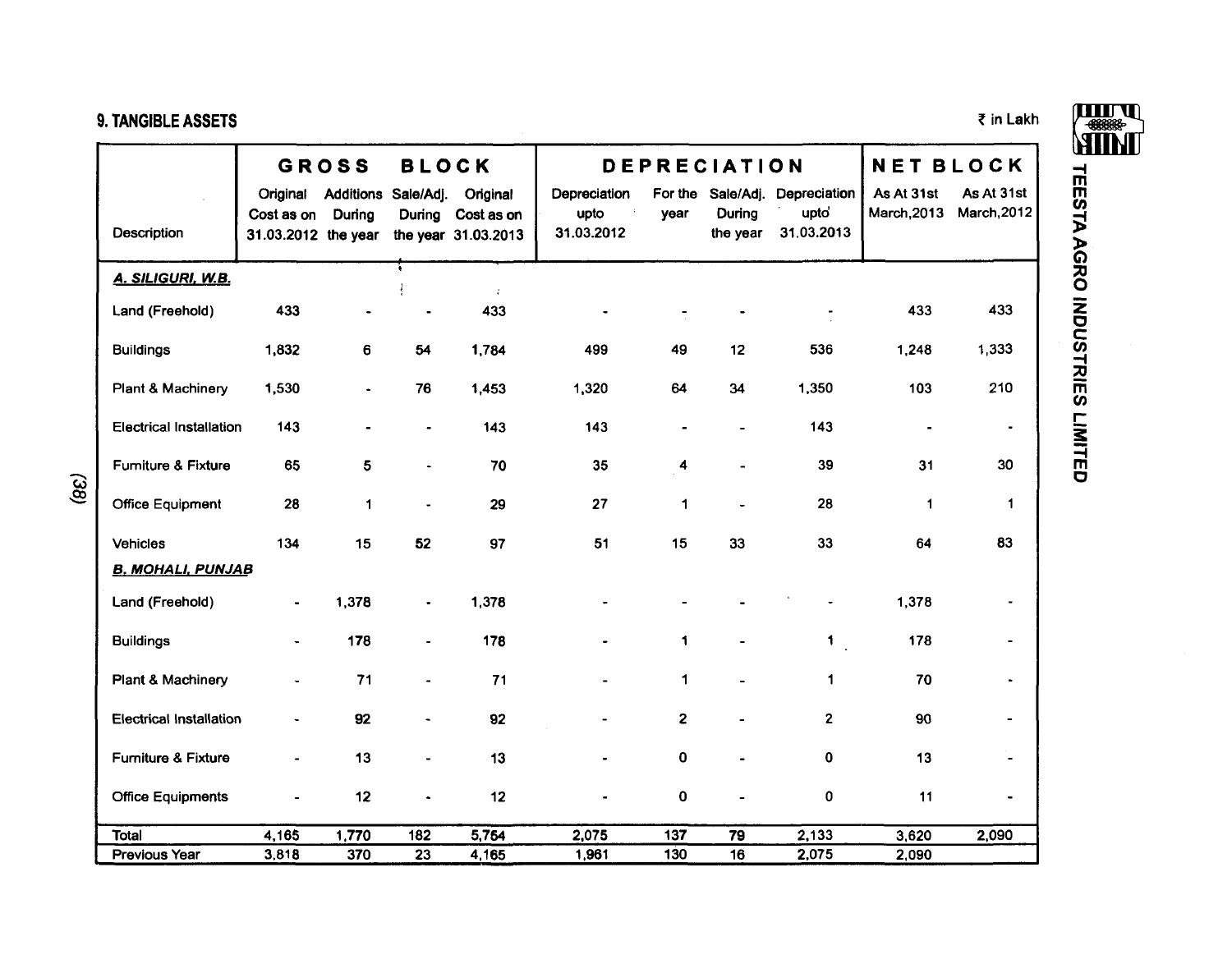## 9. TANGIBLE ASSETS

₹ in Lakh

| Description | GROSS BLOCK | | | | DEPRECIATION | | | | NET BLOCK | |
|---|---|---|---|---|---|---|---|---|---|---|
| | Original Cost as on 31.03.2012 | Additions During the year | Sale/Adj. During the year | Original Cost as on 31.03.2013 | Depreciation upto 31.03.2012 | For the year | Sale/Adj. During the year | Depreciation upto 31.03.2013 | As At 31st March,2013 | As At 31st March,2012 |
| ***A. SILIGURI, W.B.*** | | | | | | | | | | |
| Land (Freehold) | 433 | - | - | 433 | - | - | - | - | 433 | 433 |
| Buildings | 1,832 | 6 | 54 | 1,784 | 499 | 49 | 12 | 536 | 1,248 | 1,333 |
| Plant & Machinery | 1,530 | - | 76 | 1,453 | 1,320 | 64 | 34 | 1,350 | 103 | 210 |
| Electrical Installation | 143 | - | - | 143 | 143 | - | - | 143 | - | - |
| Furniture & Fixture | 65 | 5 | - | 70 | 35 | 4 | - | 39 | 31 | 30 |
| Office Equipment | 28 | 1 | - | 29 | 27 | 1 | - | 28 | 1 | 1 |
| Vehicles | 134 | 15 | 52 | 97 | 51 | 15 | 33 | 33 | 64 | 83 |
| ***B. MOHALI, PUNJAB*** | | | | | | | | | | |
| Land (Freehold) | - | 1,378 | - | 1,378 | - | - | - | - | 1,378 | - |
| Buildings | - | 178 | - | 178 | - | 1 | - | 1 | 178 | - |
| Plant & Machinery | - | 71 | - | 71 | - | 1 | - | 1 | 70 | - |
| Electrical Installation | - | 92 | - | 92 | - | 2 | - | 2 | 90 | - |
| Furniture & Fixture | - | 13 | - | 13 | - | 0 | - | 0 | 13 | - |
| Office Equipments | - | 12 | - | 12 | - | 0 | - | 0 | 11 | - |
| Total | 4,165 | 1,770 | 182 | 5,754 | 2,075 | 137 | 79 | 2,133 | 3,620 | 2,090 |
| Previous Year | 3,818 | 370 | 23 | 4,165 | 1,961 | 130 | 16 | 2,075 | 2,090 | |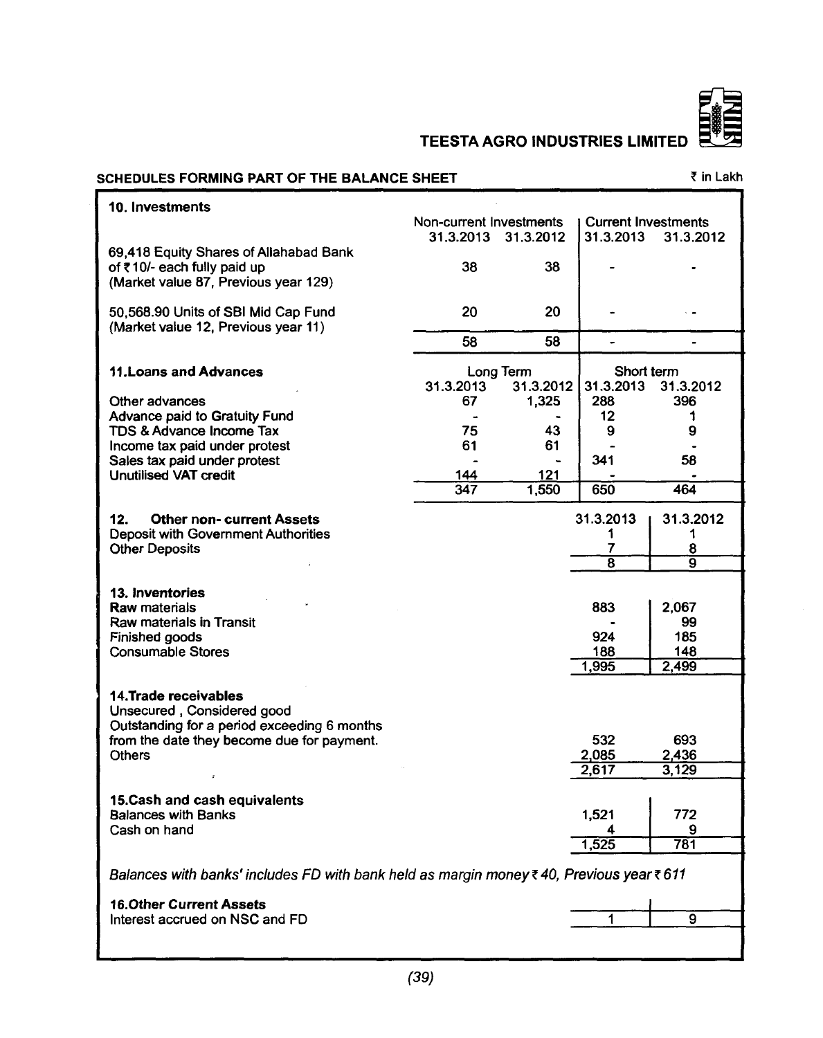## SCHEDULES FORMING PART OF THE BALANCE SHEET

₹ in Lakh

### 10. Investments

| | Non-current Investments | | Current Investments | |
|---|---|---|---|---|
| | 31.3.2013 | 31.3.2012 | 31.3.2013 | 31.3.2012 |
| 69,418 Equity Shares of Allahabad Bank of ₹10/- each fully paid up (Market value 87, Previous year 129) | 38 | 38 | - | - |
| 50,568.90 Units of SBI Mid Cap Fund (Market value 12, Previous year 11) | 20 | 20 | - | - |
| | 58 | 58 | - | - |

### 11. Loans and Advances

| | Long Term | | Short term | |
|---|---|---|---|---|
| | 31.3.2013 | 31.3.2012 | 31.3.2013 | 31.3.2012 |
| Other advances | 67 | 1,325 | 288 | 396 |
| Advance paid to Gratuity Fund | - | - | 12 | 1 |
| TDS & Advance Income Tax | 75 | 43 | 9 | 9 |
| Income tax paid under protest | 61 | 61 | - | - |
| Sales tax paid under protest | - | - | 341 | 58 |
| Unutilised VAT credit | 144 | 121 | - | - |
| | 347 | 1,550 | 650 | 464 |

### 12. Other non- current Assets

| | 31.3.2013 | 31.3.2012 |
|---|---|---|
| Deposit with Government Authorities | 1 | 1 |
| Other Deposits | 7 | 8 |
| | 8 | 9 |

### 13. Inventories

| | 31.3.2013 | 31.3.2012 |
|---|---|---|
| Raw materials | 883 | 2,067 |
| Raw materials in Transit | - | 99 |
| Finished goods | 924 | 185 |
| Consumable Stores | 188 | 148 |
| | 1,995 | 2,499 |

### 14. Trade receivables

| | 31.3.2013 | 31.3.2012 |
|---|---|---|
| Unsecured , Considered good | | |
| Outstanding for a period exceeding 6 months from the date they become due for payment. | 532 | 693 |
| Others | 2,085 | 2,436 |
| | 2,617 | 3,129 |

### 15. Cash and cash equivalents

| | 31.3.2013 | 31.3.2012 |
|---|---|---|
| Balances with Banks | 1,521 | 772 |
| Cash on hand | 4 | 9 |
| | 1,525 | 781 |

*Balances with banks' includes FD with bank held as margin money ₹ 40, Previous year ₹ 611*

### 16. Other Current Assets

| | 31.3.2013 | 31.3.2012 |
|---|---|---|
| Interest accrued on NSC and FD | 1 | 9 |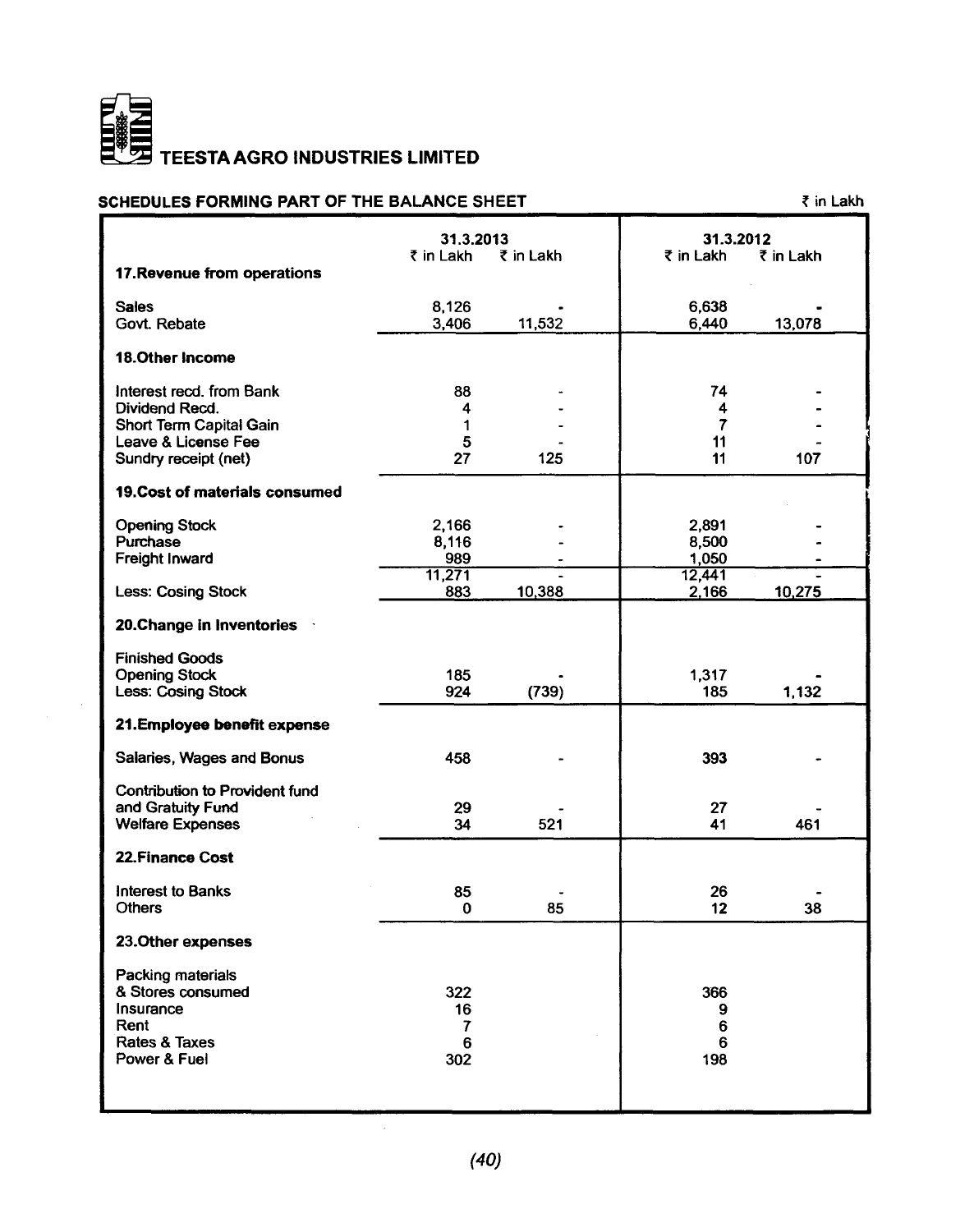# TEESTA AGRO INDUSTRIES LIMITED

## SCHEDULES FORMING PART OF THE BALANCE SHEET

₹ in Lakh

| | 31.3.2013 | | 31.3.2012 | |
|---|---|---|---|---|
| | ₹ in Lakh | ₹ in Lakh | ₹ in Lakh | ₹ in Lakh |
| **17.Revenue from operations** | | | | |
| Sales | 8,126 | - | 6,638 | - |
| Govt. Rebate | 3,406 | 11,532 | 6,440 | 13,078 |
| **18.Other Income** | | | | |
| Interest recd. from Bank | 88 | - | 74 | - |
| Dividend Recd. | 4 | - | 4 | - |
| Short Term Capital Gain | 1 | - | 7 | - |
| Leave & License Fee | 5 | - | 11 | - |
| Sundry receipt (net) | 27 | 125 | 11 | 107 |
| **19.Cost of materials consumed** | | | | |
| Opening Stock | 2,166 | - | 2,891 | - |
| Purchase | 8,116 | - | 8,500 | - |
| Freight Inward | 989 | - | 1,050 | - |
| | 11,271 | - | 12,441 | - |
| Less: Cosing Stock | 883 | 10,388 | 2,166 | 10,275 |
| **20.Change in Inventories** | | | | |
| Finished Goods | | | | |
| Opening Stock | 185 | - | 1,317 | - |
| Less: Cosing Stock | 924 | (739) | 185 | 1,132 |
| **21.Employee benefit expense** | | | | |
| Salaries, Wages and Bonus | 458 | - | 393 | - |
| Contribution to Provident fund and Gratuity Fund | 29 | - | 27 | - |
| Welfare Expenses | 34 | 521 | 41 | 461 |
| **22.Finance Cost** | | | | |
| Interest to Banks | 85 | - | 26 | - |
| Others | 0 | 85 | 12 | 38 |
| **23.Other expenses** | | | | |
| Packing materials & Stores consumed | 322 | | 366 | |
| Insurance | 16 | | 9 | |
| Rent | 7 | | 6 | |
| Rates & Taxes | 6 | | 6 | |
| Power & Fuel | 302 | | 198 | |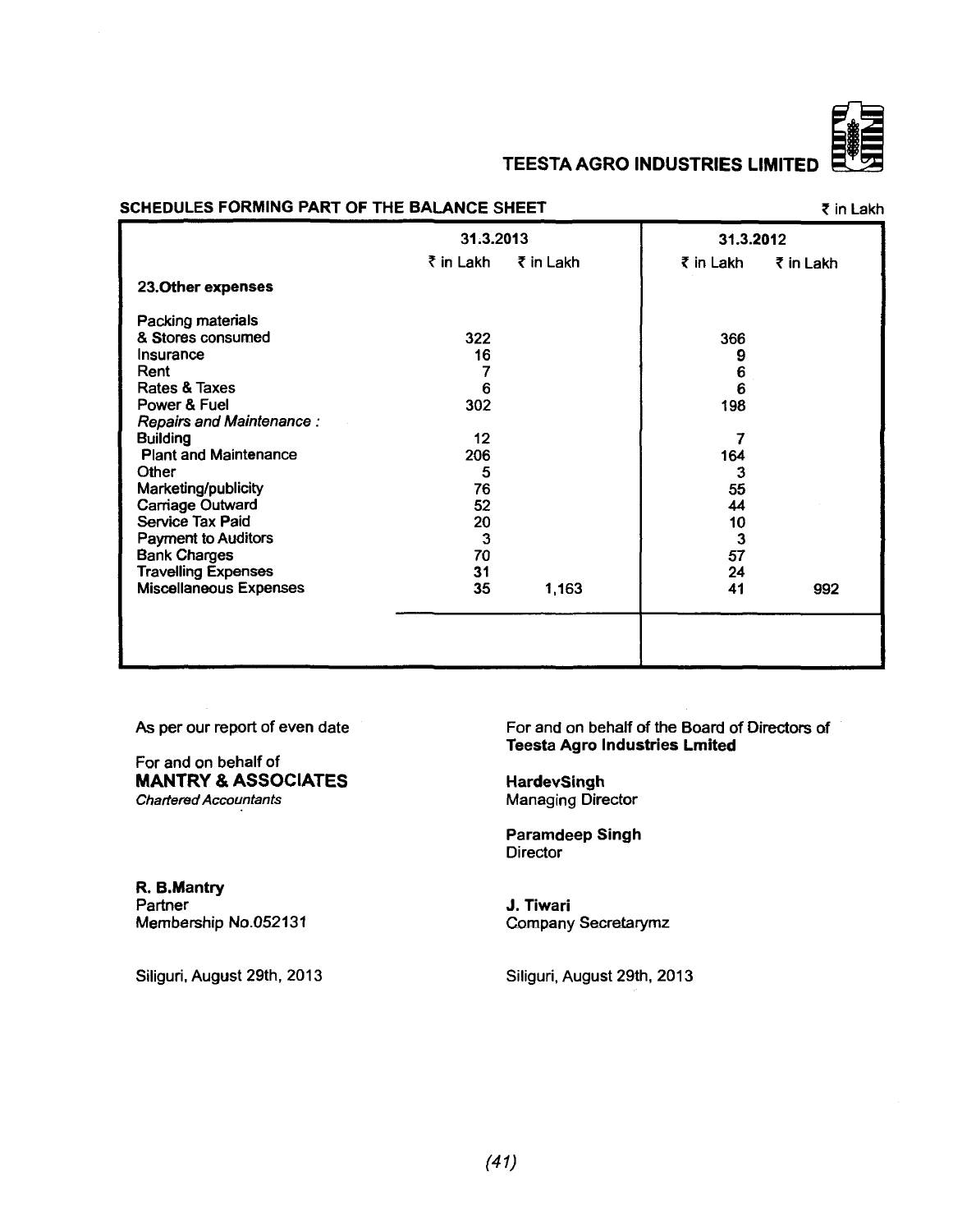**TEESTA AGRO INDUSTRIES LIMITED**

**SCHEDULES FORMING PART OF THE BALANCE SHEET**

₹ in Lakh

| | 31.3.2013 | | 31.3.2012 | |
|---|---|---|---|---|
| | ₹ in Lakh | ₹ in Lakh | ₹ in Lakh | ₹ in Lakh |
| **23.Other expenses** | | | | |
| Packing materials & Stores consumed | 322 | | 366 | |
| Insurance | 16 | | 9 | |
| Rent | 7 | | 6 | |
| Rates & Taxes | 6 | | 6 | |
| Power & Fuel | 302 | | 198 | |
| *Repairs and Maintenance :* | | | | |
| Building | 12 | | 7 | |
| Plant and Maintenance | 206 | | 164 | |
| Other | 5 | | 3 | |
| Marketing/publicity | 76 | | 55 | |
| Carriage Outward | 52 | | 44 | |
| Service Tax Paid | 20 | | 10 | |
| Payment to Auditors | 3 | | 3 | |
| Bank Charges | 70 | | 57 | |
| Travelling Expenses | 31 | | 24 | |
| Miscellaneous Expenses | 35 | 1,163 | 41 | 992 |

As per our report of even date

For and on behalf of
**MANTRY & ASSOCIATES**
*Chartered Accountants*

**R. B.Mantry**
Partner
Membership No.052131

Siliguri, August 29th, 2013

For and on behalf of the Board of Directors of
**Teesta Agro Industries Lmited**

**HardevSingh**
Managing Director

**Paramdeep Singh**
Director

**J. Tiwari**
Company Secretarymz

Siliguri, August 29th, 2013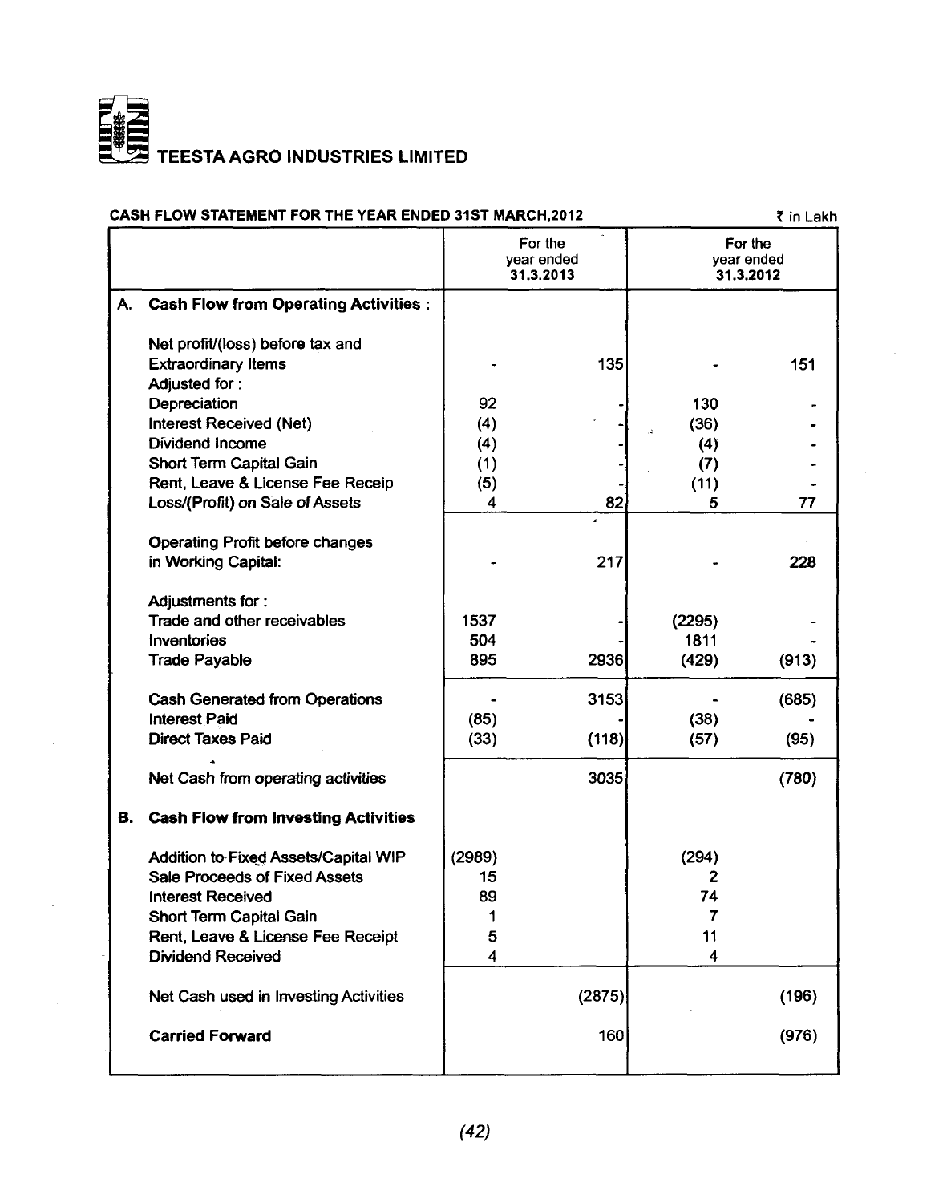# TEESTA AGRO INDUSTRIES LIMITED

**CASH FLOW STATEMENT FOR THE YEAR ENDED 31ST MARCH,2012** ₹ in Lakh

| | | For the year ended 31.3.2013 | | For the year ended 31.3.2012 | |
|---|---|---|---|---|---|
| **A.** | **Cash Flow from Operating Activities :** | | | | |
| | Net profit/(loss) before tax and Extraordinary Items | - | 135 | - | 151 |
| | Adjusted for : | | | | |
| | Depreciation | 92 | - | 130 | - |
| | Interest Received (Net) | (4) | - | (36) | - |
| | Dividend Income | (4) | - | (4) | - |
| | Short Term Capital Gain | (1) | - | (7) | - |
| | Rent, Leave & License Fee Receip | (5) | - | (11) | - |
| | Loss/(Profit) on Sale of Assets | 4 | 82 | 5 | 77 |
| | Operating Profit before changes in Working Capital: | - | 217 | - | 228 |
| | Adjustments for : | | | | |
| | Trade and other receivables | 1537 | - | (2295) | - |
| | Inventories | 504 | - | 1811 | - |
| | Trade Payable | 895 | 2936 | (429) | (913) |
| | Cash Generated from Operations | - | 3153 | - | (685) |
| | Interest Paid | (85) | - | (38) | - |
| | Direct Taxes Paid | (33) | (118) | (57) | (95) |
| | Net Cash from operating activities | | 3035 | | (780) |
| **B.** | **Cash Flow from Investing Activities** | | | | |
| | Addition to Fixed Assets/Capital WIP | (2989) | | (294) | |
| | Sale Proceeds of Fixed Assets | 15 | | 2 | |
| | Interest Received | 89 | | 74 | |
| | Short Term Capital Gain | 1 | | 7 | |
| | Rent, Leave & License Fee Receipt | 5 | | 11 | |
| | Dividend Received | 4 | | 4 | |
| | Net Cash used in Investing Activities | | (2875) | | (196) |
| | **Carried Forward** | | 160 | | (976) |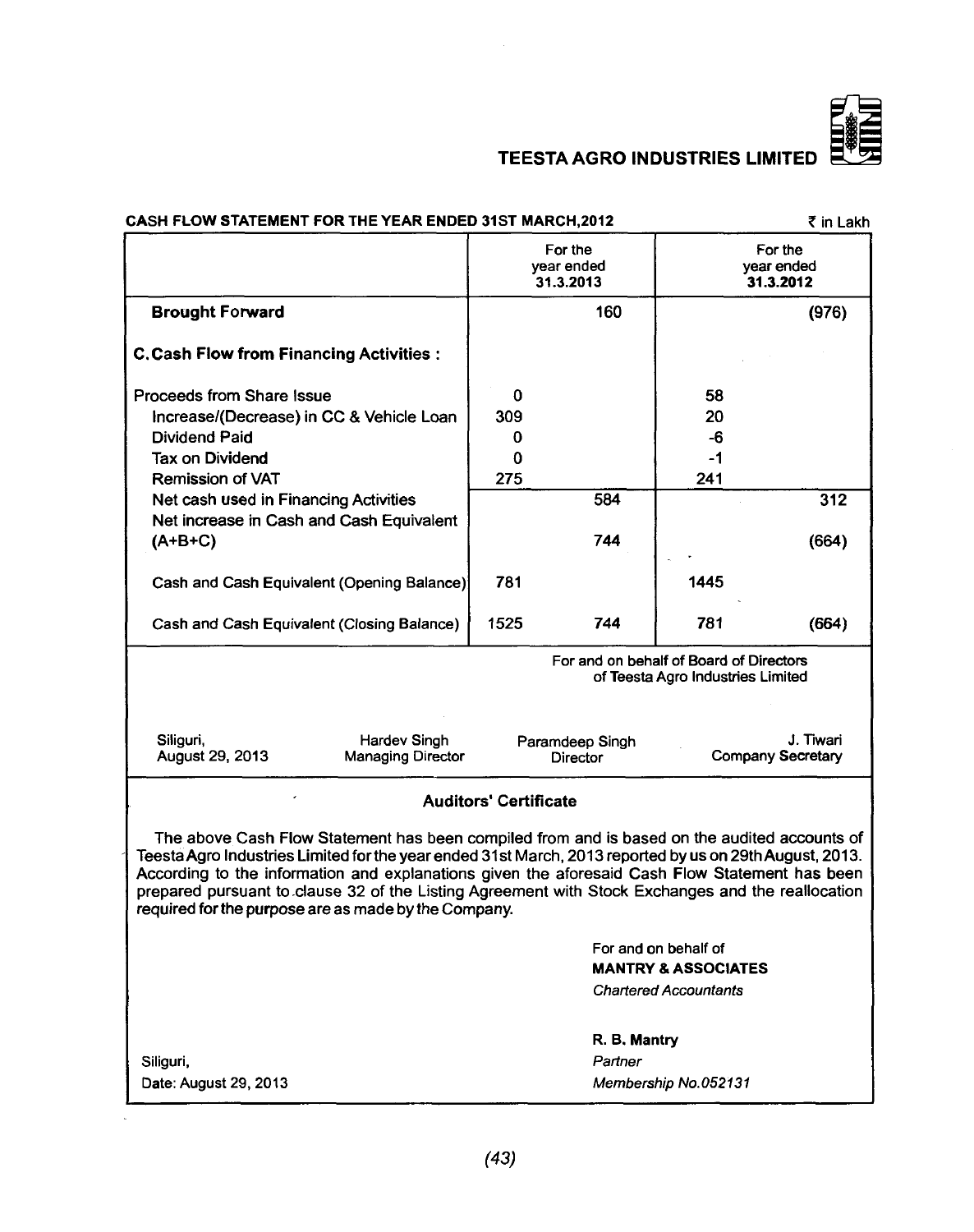**TEESTA AGRO INDUSTRIES LIMITED**

**CASH FLOW STATEMENT FOR THE YEAR ENDED 31ST MARCH,2012**

₹ in Lakh

| | For the year ended 31.3.2013 | | For the year ended 31.3.2012 | |
|---|---|---|---|---|
| **Brought Forward** | | 160 | | (976) |
| **C. Cash Flow from Financing Activities :** | | | | |
| Proceeds from Share Issue | 0 | | 58 | |
| Increase/(Decrease) in CC & Vehicle Loan | 309 | | 20 | |
| Dividend Paid | 0 | | -6 | |
| Tax on Dividend | 0 | | -1 | |
| Remission of VAT | 275 | | 241 | |
| Net cash used in Financing Activities | | 584 | | 312 |
| Net increase in Cash and Cash Equivalent (A+B+C) | | 744 | | (664) |
| Cash and Cash Equivalent (Opening Balance) | 781 | | 1445 | |
| Cash and Cash Equivalent (Closing Balance) | 1525 | 744 | 781 | (664) |

For and on behalf of Board of Directors
of Teesta Agro Industries Limited

Siliguri,
August 29, 2013

Hardev Singh
Managing Director

Paramdeep Singh
Director

J. Tiwari
Company Secretary

### Auditors' Certificate

The above Cash Flow Statement has been compiled from and is based on the audited accounts of Teesta Agro Industries Limited for the year ended 31st March, 2013 reported by us on 29th August, 2013. According to the information and explanations given the aforesaid Cash Flow Statement has been prepared pursuant to clause 32 of the Listing Agreement with Stock Exchanges and the reallocation required for the purpose are as made by the Company.

For and on behalf of
**MANTRY & ASSOCIATES**
*Chartered Accountants*

**R. B. Mantry**
*Partner*
*Membership No.052131*

Siliguri,
Date: August 29, 2013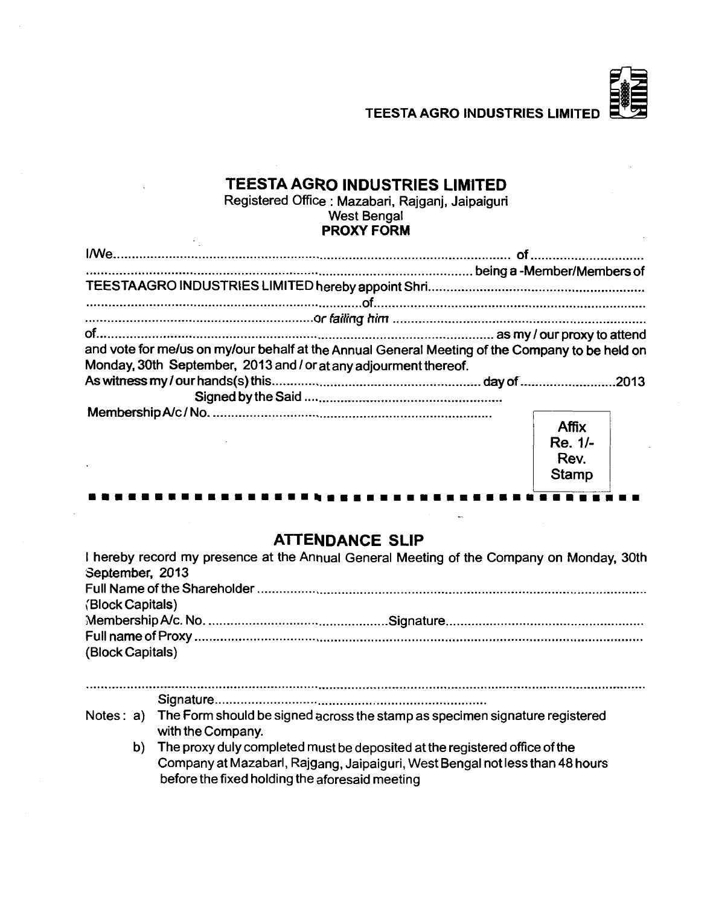# TEESTA AGRO INDUSTRIES LIMITED

Registered Office : Mazabari, Rajganj, Jaipaiguri
West Bengal

**PROXY FORM**

I/We.................................................................................................... of ..............................
................................................................................................ being a -Member/Members of
TEESTAAGRO INDUSTRIES LIMITED hereby appoint Shri..........................................................
......................................................................of..........................................................................
............................................................... or *failing him* ....................................................................
of........................................................................................................ as my / our proxy to attend
and vote for me/us on my/our behalf at the Annual General Meeting of the Company to be held on Monday, 30th September, 2013 and / or at any adjourment thereof.

As witness my / our hands(s) this............................................................ day of ..........................2013

Signed by the Said ....................................................

Membership A/c / No. .............................................................................

Affix
Re. 1/-
Rev.
Stamp

---

## ATTENDANCE SLIP

I hereby record my presence at the Annual General Meeting of the Company on Monday, 30th September, 2013

Full Name of the Shareholder ................................................................................................
(Block Capitals)

Membership A/c. No. ..............................................Signature..................................................

Full name of Proxy ....................................................................................................................
(Block Capitals)

.....................................................................................................................................................

Signature...............................................................

Notes :

a) The Form should be signed across the stamp as specimen signature registered with the Company.

b) The proxy duly completed must be deposited at the registered office of the Company at Mazabarl, Rajgang, Jaipaiguri, West Bengal not less than 48 hours before the fixed holding the aforesaid meeting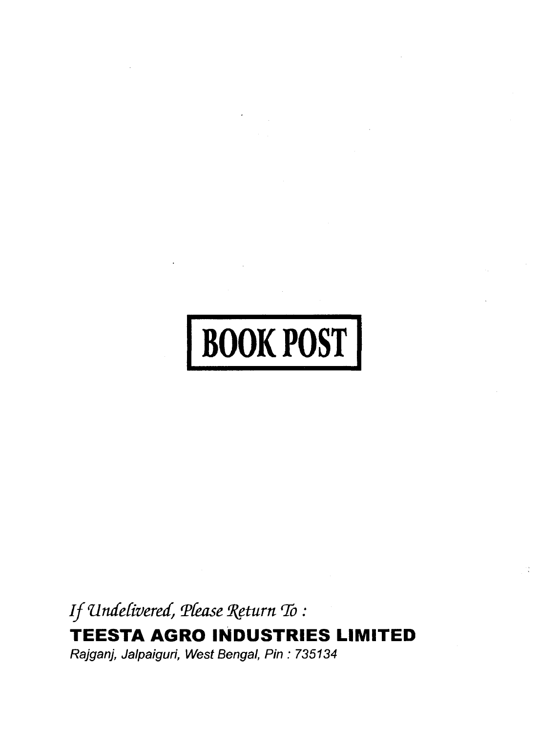**BOOK POST**

*If Undelivered, Please Return To :*

**TEESTA AGRO INDUSTRIES LIMITED**

*Rajganj, Jalpaiguri, West Bengal, Pin : 735134*